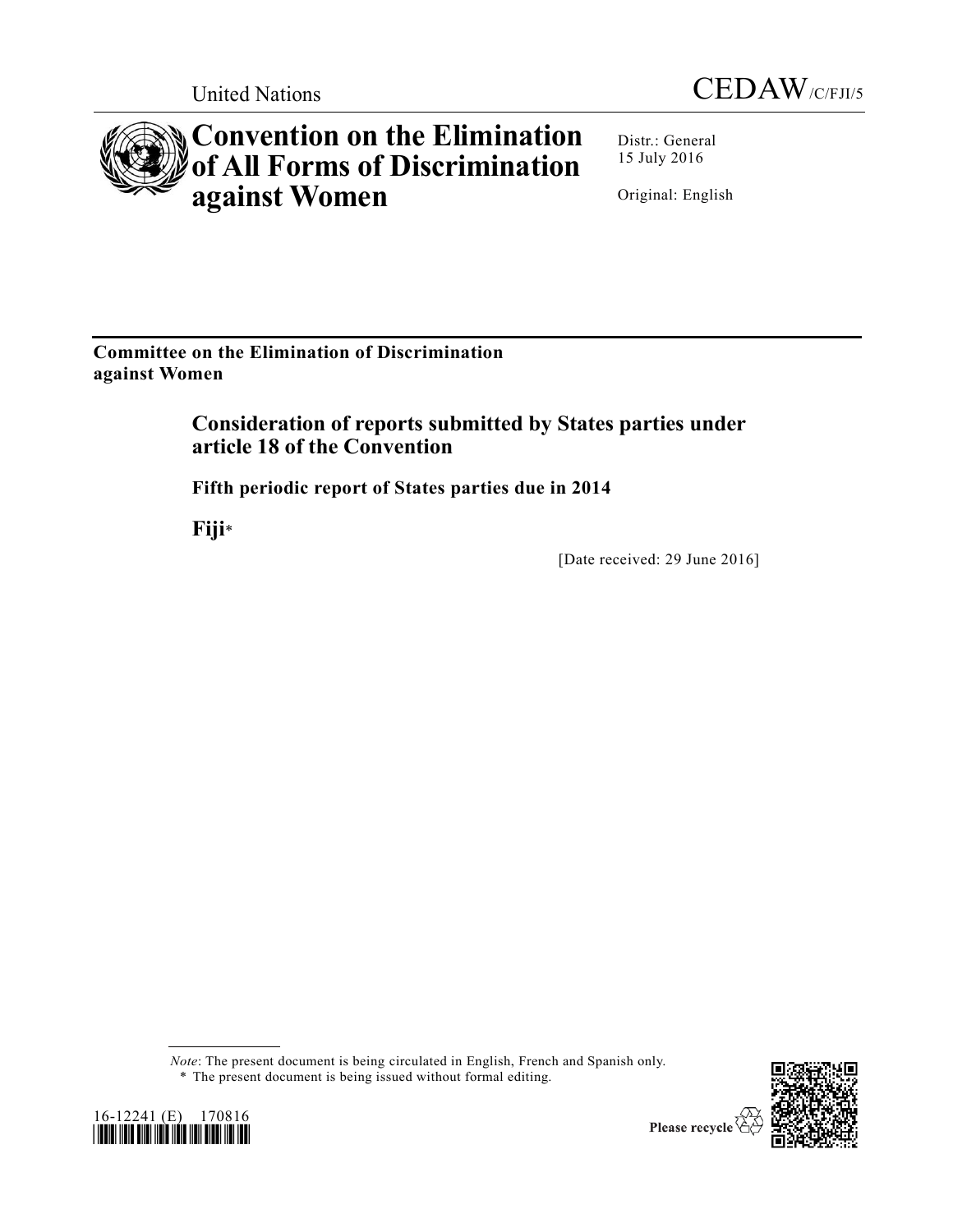United Nations CEDAW/C/FJI/5

# Convention on the Elimination of All Forms of Discrimination against Women

Distr.: General
15 July 2016

Original: English

**Committee on the Elimination of Discrimination against Women**

## Consideration of reports submitted by States parties under article 18 of the Convention

### Fifth periodic report of States parties due in 2014

### Fiji*

[Date received: 29 June 2016]

*Note*: The present document is being circulated in English, French and Spanish only.

\* The present document is being issued without formal editing.

16-12241 (E) 170816

Please recycle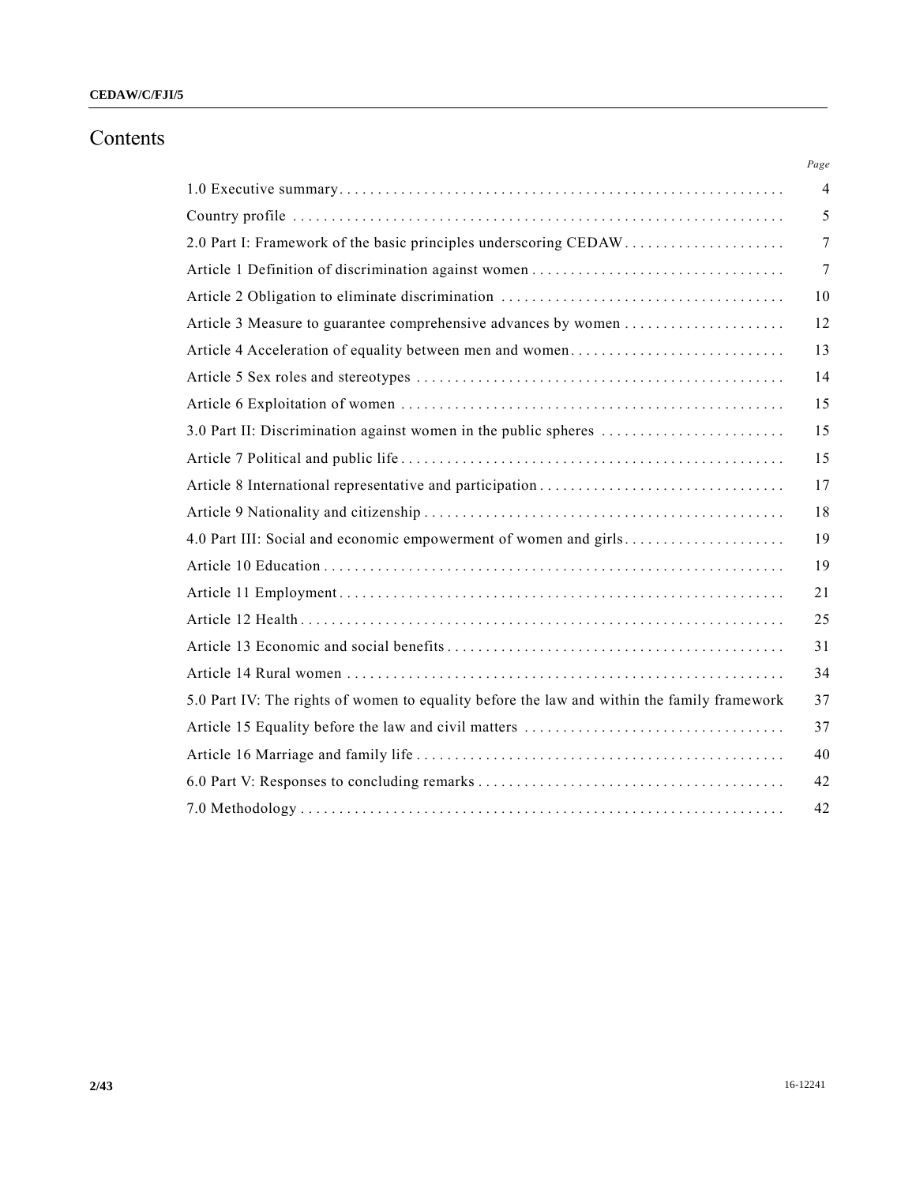# Contents

| | Page |
|---|---|
| 1.0 Executive summary | 4 |
| Country profile | 5 |
| 2.0 Part I: Framework of the basic principles underscoring CEDAW | 7 |
| Article 1 Definition of discrimination against women | 7 |
| Article 2 Obligation to eliminate discrimination | 10 |
| Article 3 Measure to guarantee comprehensive advances by women | 12 |
| Article 4 Acceleration of equality between men and women | 13 |
| Article 5 Sex roles and stereotypes | 14 |
| Article 6 Exploitation of women | 15 |
| 3.0 Part II: Discrimination against women in the public spheres | 15 |
| Article 7 Political and public life | 15 |
| Article 8 International representative and participation | 17 |
| Article 9 Nationality and citizenship | 18 |
| 4.0 Part III: Social and economic empowerment of women and girls | 19 |
| Article 10 Education | 19 |
| Article 11 Employment | 21 |
| Article 12 Health | 25 |
| Article 13 Economic and social benefits | 31 |
| Article 14 Rural women | 34 |
| 5.0 Part IV: The rights of women to equality before the law and within the family framework | 37 |
| Article 15 Equality before the law and civil matters | 37 |
| Article 16 Marriage and family life | 40 |
| 6.0 Part V: Responses to concluding remarks | 42 |
| 7.0 Methodology | 42 |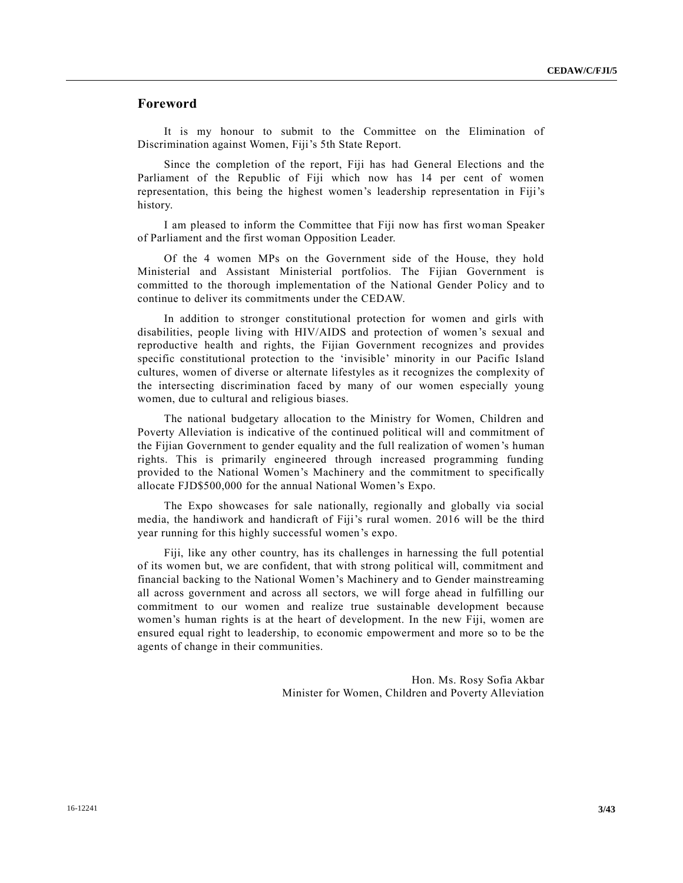## Foreword

It is my honour to submit to the Committee on the Elimination of Discrimination against Women, Fiji's 5th State Report.

Since the completion of the report, Fiji has had General Elections and the Parliament of the Republic of Fiji which now has 14 per cent of women representation, this being the highest women's leadership representation in Fiji's history.

I am pleased to inform the Committee that Fiji now has first woman Speaker of Parliament and the first woman Opposition Leader.

Of the 4 women MPs on the Government side of the House, they hold Ministerial and Assistant Ministerial portfolios. The Fijian Government is committed to the thorough implementation of the National Gender Policy and to continue to deliver its commitments under the CEDAW.

In addition to stronger constitutional protection for women and girls with disabilities, people living with HIV/AIDS and protection of women's sexual and reproductive health and rights, the Fijian Government recognizes and provides specific constitutional protection to the 'invisible' minority in our Pacific Island cultures, women of diverse or alternate lifestyles as it recognizes the complexity of the intersecting discrimination faced by many of our women especially young women, due to cultural and religious biases.

The national budgetary allocation to the Ministry for Women, Children and Poverty Alleviation is indicative of the continued political will and commitment of the Fijian Government to gender equality and the full realization of women's human rights. This is primarily engineered through increased programming funding provided to the National Women's Machinery and the commitment to specifically allocate FJD$500,000 for the annual National Women's Expo.

The Expo showcases for sale nationally, regionally and globally via social media, the handiwork and handicraft of Fiji's rural women. 2016 will be the third year running for this highly successful women's expo.

Fiji, like any other country, has its challenges in harnessing the full potential of its women but, we are confident, that with strong political will, commitment and financial backing to the National Women's Machinery and to Gender mainstreaming all across government and across all sectors, we will forge ahead in fulfilling our commitment to our women and realize true sustainable development because women's human rights is at the heart of development. In the new Fiji, women are ensured equal right to leadership, to economic empowerment and more so to be the agents of change in their communities.

Hon. Ms. Rosy Sofia Akbar
Minister for Women, Children and Poverty Alleviation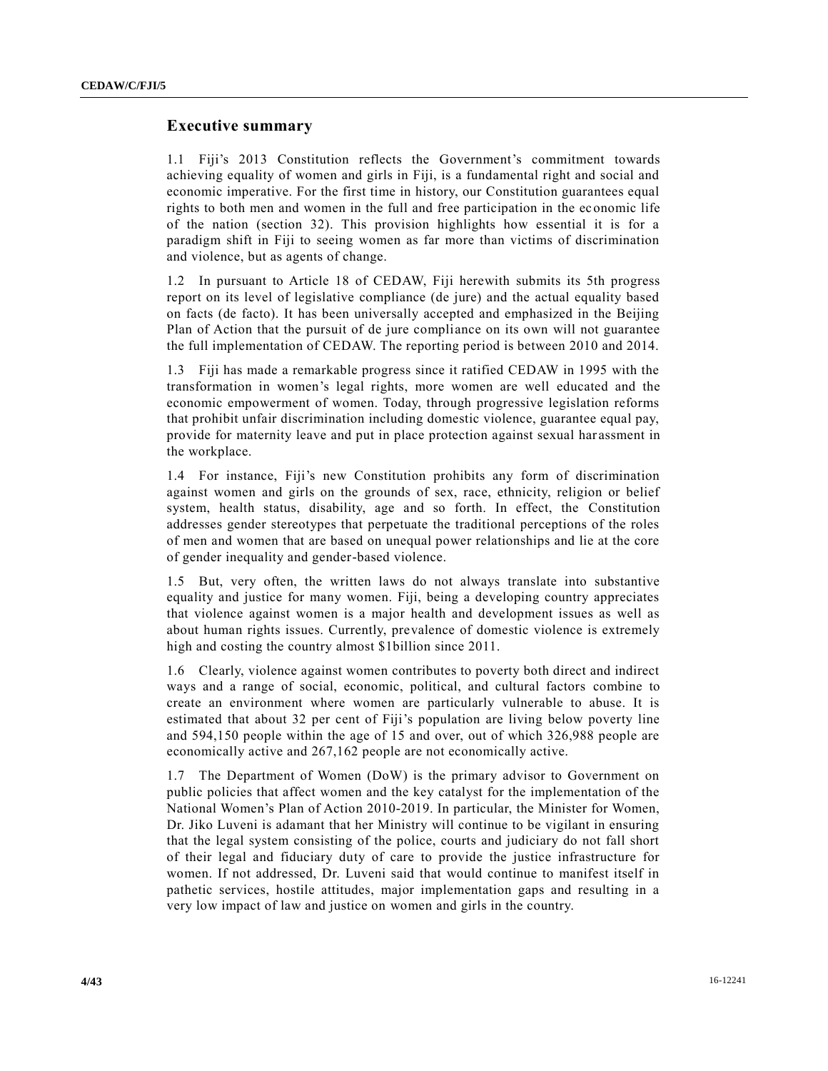## Executive summary

1.1 Fiji's 2013 Constitution reflects the Government's commitment towards achieving equality of women and girls in Fiji, is a fundamental right and social and economic imperative. For the first time in history, our Constitution guarantees equal rights to both men and women in the full and free participation in the economic life of the nation (section 32). This provision highlights how essential it is for a paradigm shift in Fiji to seeing women as far more than victims of discrimination and violence, but as agents of change.

1.2 In pursuant to Article 18 of CEDAW, Fiji herewith submits its 5th progress report on its level of legislative compliance (de jure) and the actual equality based on facts (de facto). It has been universally accepted and emphasized in the Beijing Plan of Action that the pursuit of de jure compliance on its own will not guarantee the full implementation of CEDAW. The reporting period is between 2010 and 2014.

1.3 Fiji has made a remarkable progress since it ratified CEDAW in 1995 with the transformation in women's legal rights, more women are well educated and the economic empowerment of women. Today, through progressive legislation reforms that prohibit unfair discrimination including domestic violence, guarantee equal pay, provide for maternity leave and put in place protection against sexual harassment in the workplace.

1.4 For instance, Fiji's new Constitution prohibits any form of discrimination against women and girls on the grounds of sex, race, ethnicity, religion or belief system, health status, disability, age and so forth. In effect, the Constitution addresses gender stereotypes that perpetuate the traditional perceptions of the roles of men and women that are based on unequal power relationships and lie at the core of gender inequality and gender-based violence.

1.5 But, very often, the written laws do not always translate into substantive equality and justice for many women. Fiji, being a developing country appreciates that violence against women is a major health and development issues as well as about human rights issues. Currently, prevalence of domestic violence is extremely high and costing the country almost $1billion since 2011.

1.6 Clearly, violence against women contributes to poverty both direct and indirect ways and a range of social, economic, political, and cultural factors combine to create an environment where women are particularly vulnerable to abuse. It is estimated that about 32 per cent of Fiji's population are living below poverty line and 594,150 people within the age of 15 and over, out of which 326,988 people are economically active and 267,162 people are not economically active.

1.7 The Department of Women (DoW) is the primary advisor to Government on public policies that affect women and the key catalyst for the implementation of the National Women's Plan of Action 2010-2019. In particular, the Minister for Women, Dr. Jiko Luveni is adamant that her Ministry will continue to be vigilant in ensuring that the legal system consisting of the police, courts and judiciary do not fall short of their legal and fiduciary duty of care to provide the justice infrastructure for women. If not addressed, Dr. Luveni said that would continue to manifest itself in pathetic services, hostile attitudes, major implementation gaps and resulting in a very low impact of law and justice on women and girls in the country.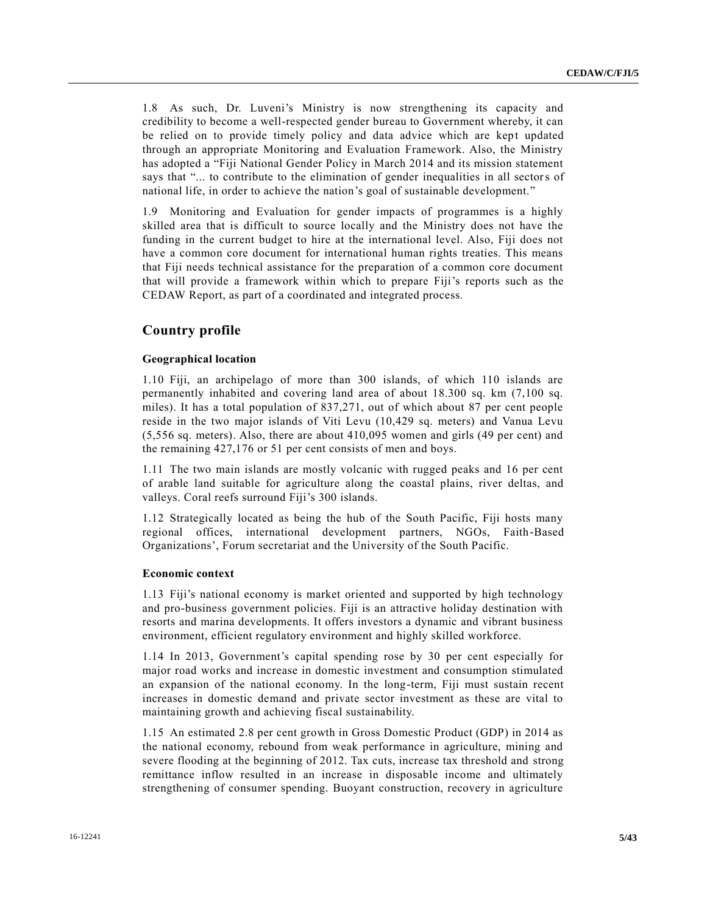1.8 As such, Dr. Luveni's Ministry is now strengthening its capacity and credibility to become a well-respected gender bureau to Government whereby, it can be relied on to provide timely policy and data advice which are kept updated through an appropriate Monitoring and Evaluation Framework. Also, the Ministry has adopted a "Fiji National Gender Policy in March 2014 and its mission statement says that "... to contribute to the elimination of gender inequalities in all sectors of national life, in order to achieve the nation's goal of sustainable development."

1.9 Monitoring and Evaluation for gender impacts of programmes is a highly skilled area that is difficult to source locally and the Ministry does not have the funding in the current budget to hire at the international level. Also, Fiji does not have a common core document for international human rights treaties. This means that Fiji needs technical assistance for the preparation of a common core document that will provide a framework within which to prepare Fiji's reports such as the CEDAW Report, as part of a coordinated and integrated process.

## Country profile

### Geographical location

1.10 Fiji, an archipelago of more than 300 islands, of which 110 islands are permanently inhabited and covering land area of about 18.300 sq. km (7,100 sq. miles). It has a total population of 837,271, out of which about 87 per cent people reside in the two major islands of Viti Levu (10,429 sq. meters) and Vanua Levu (5,556 sq. meters). Also, there are about 410,095 women and girls (49 per cent) and the remaining 427,176 or 51 per cent consists of men and boys.

1.11 The two main islands are mostly volcanic with rugged peaks and 16 per cent of arable land suitable for agriculture along the coastal plains, river deltas, and valleys. Coral reefs surround Fiji's 300 islands.

1.12 Strategically located as being the hub of the South Pacific, Fiji hosts many regional offices, international development partners, NGOs, Faith-Based Organizations', Forum secretariat and the University of the South Pacific.

### Economic context

1.13 Fiji's national economy is market oriented and supported by high technology and pro-business government policies. Fiji is an attractive holiday destination with resorts and marina developments. It offers investors a dynamic and vibrant business environment, efficient regulatory environment and highly skilled workforce.

1.14 In 2013, Government's capital spending rose by 30 per cent especially for major road works and increase in domestic investment and consumption stimulated an expansion of the national economy. In the long-term, Fiji must sustain recent increases in domestic demand and private sector investment as these are vital to maintaining growth and achieving fiscal sustainability.

1.15 An estimated 2.8 per cent growth in Gross Domestic Product (GDP) in 2014 as the national economy, rebound from weak performance in agriculture, mining and severe flooding at the beginning of 2012. Tax cuts, increase tax threshold and strong remittance inflow resulted in an increase in disposable income and ultimately strengthening of consumer spending. Buoyant construction, recovery in agriculture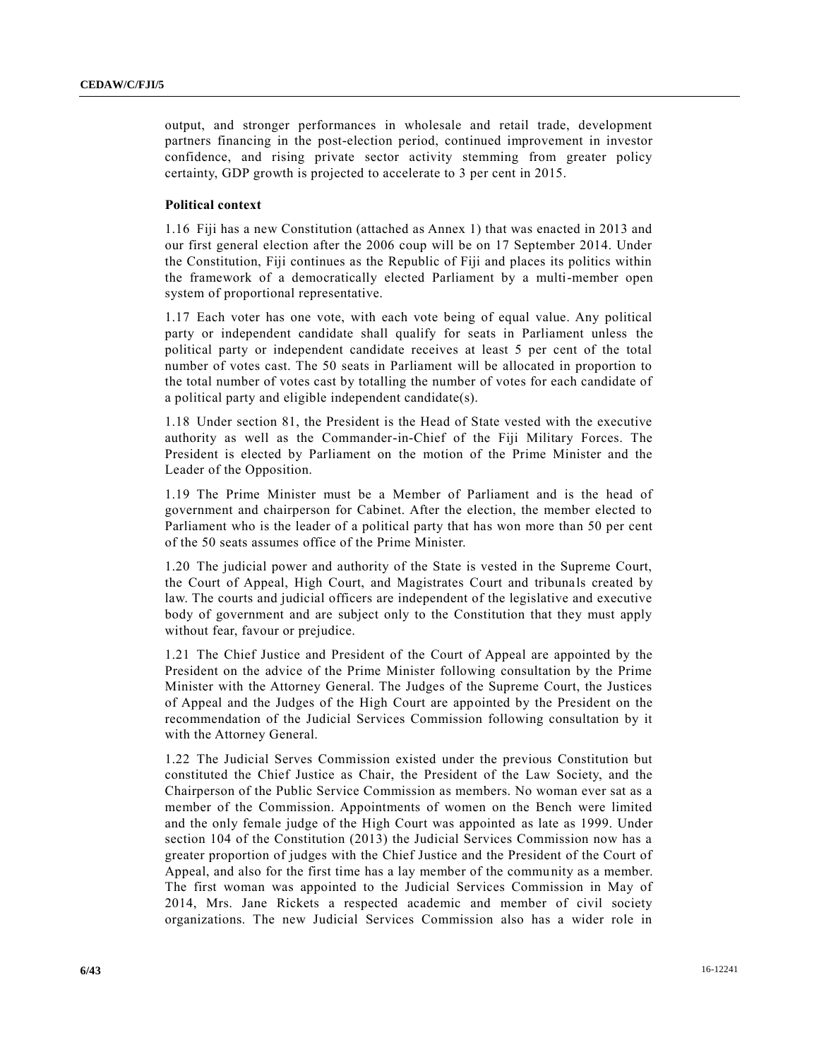output, and stronger performances in wholesale and retail trade, development partners financing in the post-election period, continued improvement in investor confidence, and rising private sector activity stemming from greater policy certainty, GDP growth is projected to accelerate to 3 per cent in 2015.

**Political context**

1.16 Fiji has a new Constitution (attached as Annex 1) that was enacted in 2013 and our first general election after the 2006 coup will be on 17 September 2014. Under the Constitution, Fiji continues as the Republic of Fiji and places its politics within the framework of a democratically elected Parliament by a multi-member open system of proportional representative.

1.17 Each voter has one vote, with each vote being of equal value. Any political party or independent candidate shall qualify for seats in Parliament unless the political party or independent candidate receives at least 5 per cent of the total number of votes cast. The 50 seats in Parliament will be allocated in proportion to the total number of votes cast by totalling the number of votes for each candidate of a political party and eligible independent candidate(s).

1.18 Under section 81, the President is the Head of State vested with the executive authority as well as the Commander-in-Chief of the Fiji Military Forces. The President is elected by Parliament on the motion of the Prime Minister and the Leader of the Opposition.

1.19 The Prime Minister must be a Member of Parliament and is the head of government and chairperson for Cabinet. After the election, the member elected to Parliament who is the leader of a political party that has won more than 50 per cent of the 50 seats assumes office of the Prime Minister.

1.20 The judicial power and authority of the State is vested in the Supreme Court, the Court of Appeal, High Court, and Magistrates Court and tribunals created by law. The courts and judicial officers are independent of the legislative and executive body of government and are subject only to the Constitution that they must apply without fear, favour or prejudice.

1.21 The Chief Justice and President of the Court of Appeal are appointed by the President on the advice of the Prime Minister following consultation by the Prime Minister with the Attorney General. The Judges of the Supreme Court, the Justices of Appeal and the Judges of the High Court are appointed by the President on the recommendation of the Judicial Services Commission following consultation by it with the Attorney General.

1.22 The Judicial Serves Commission existed under the previous Constitution but constituted the Chief Justice as Chair, the President of the Law Society, and the Chairperson of the Public Service Commission as members. No woman ever sat as a member of the Commission. Appointments of women on the Bench were limited and the only female judge of the High Court was appointed as late as 1999. Under section 104 of the Constitution (2013) the Judicial Services Commission now has a greater proportion of judges with the Chief Justice and the President of the Court of Appeal, and also for the first time has a lay member of the community as a member. The first woman was appointed to the Judicial Services Commission in May of 2014, Mrs. Jane Rickets a respected academic and member of civil society organizations. The new Judicial Services Commission also has a wider role in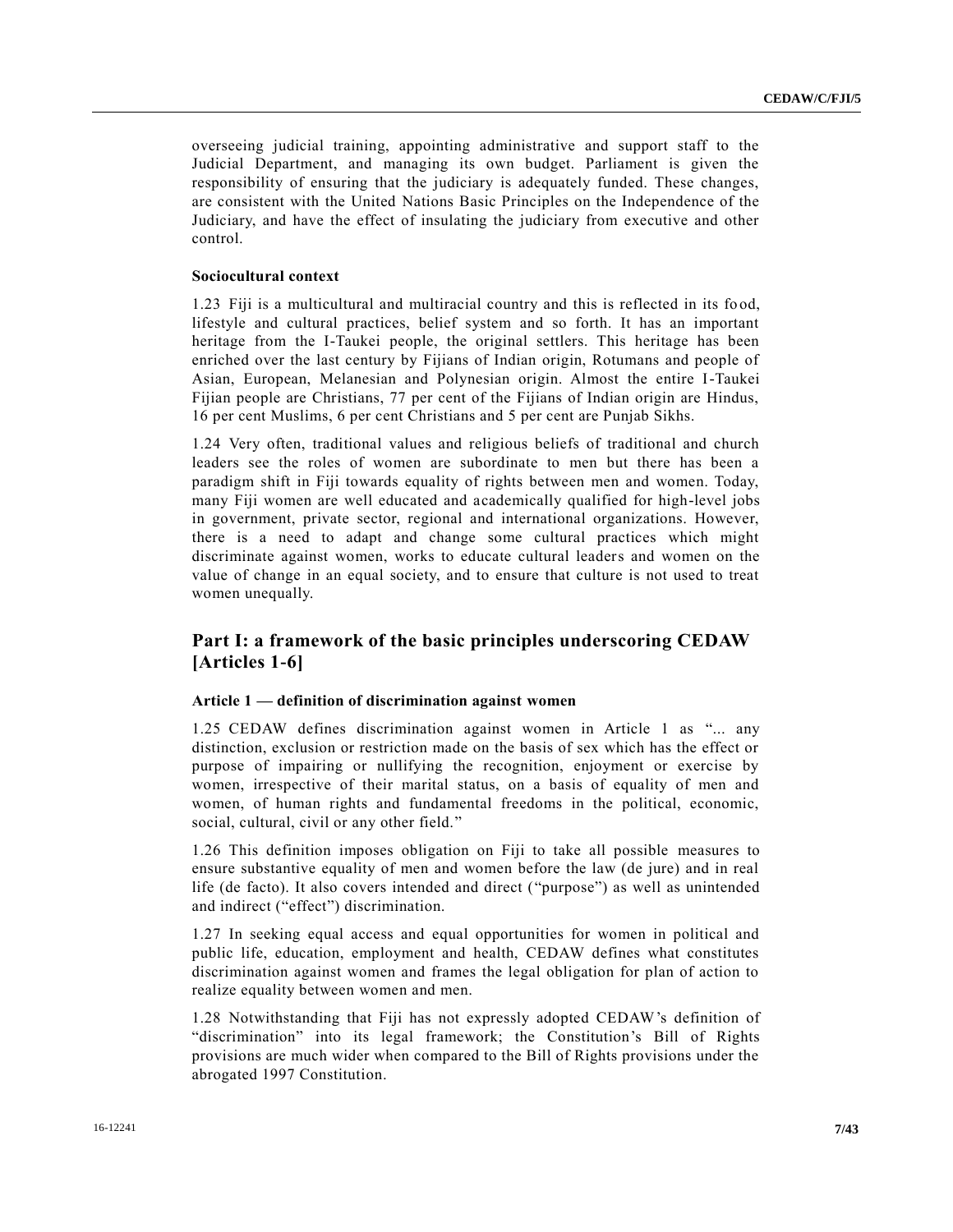overseeing judicial training, appointing administrative and support staff to the Judicial Department, and managing its own budget. Parliament is given the responsibility of ensuring that the judiciary is adequately funded. These changes, are consistent with the United Nations Basic Principles on the Independence of the Judiciary, and have the effect of insulating the judiciary from executive and other control.

### Sociocultural context

1.23 Fiji is a multicultural and multiracial country and this is reflected in its food, lifestyle and cultural practices, belief system and so forth. It has an important heritage from the I-Taukei people, the original settlers. This heritage has been enriched over the last century by Fijians of Indian origin, Rotumans and people of Asian, European, Melanesian and Polynesian origin. Almost the entire I-Taukei Fijian people are Christians, 77 per cent of the Fijians of Indian origin are Hindus, 16 per cent Muslims, 6 per cent Christians and 5 per cent are Punjab Sikhs.

1.24 Very often, traditional values and religious beliefs of traditional and church leaders see the roles of women are subordinate to men but there has been a paradigm shift in Fiji towards equality of rights between men and women. Today, many Fiji women are well educated and academically qualified for high-level jobs in government, private sector, regional and international organizations. However, there is a need to adapt and change some cultural practices which might discriminate against women, works to educate cultural leaders and women on the value of change in an equal society, and to ensure that culture is not used to treat women unequally.

## Part I: a framework of the basic principles underscoring CEDAW [Articles 1-6]

### Article 1 — definition of discrimination against women

1.25 CEDAW defines discrimination against women in Article 1 as "... any distinction, exclusion or restriction made on the basis of sex which has the effect or purpose of impairing or nullifying the recognition, enjoyment or exercise by women, irrespective of their marital status, on a basis of equality of men and women, of human rights and fundamental freedoms in the political, economic, social, cultural, civil or any other field."

1.26 This definition imposes obligation on Fiji to take all possible measures to ensure substantive equality of men and women before the law (de jure) and in real life (de facto). It also covers intended and direct ("purpose") as well as unintended and indirect ("effect") discrimination.

1.27 In seeking equal access and equal opportunities for women in political and public life, education, employment and health, CEDAW defines what constitutes discrimination against women and frames the legal obligation for plan of action to realize equality between women and men.

1.28 Notwithstanding that Fiji has not expressly adopted CEDAW's definition of "discrimination" into its legal framework; the Constitution's Bill of Rights provisions are much wider when compared to the Bill of Rights provisions under the abrogated 1997 Constitution.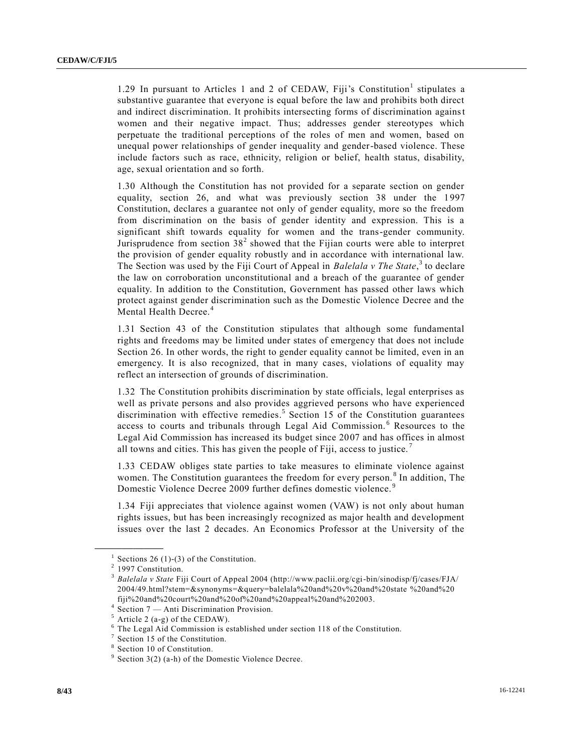1.29 In pursuant to Articles 1 and 2 of CEDAW, Fiji's Constitution[1] stipulates a substantive guarantee that everyone is equal before the law and prohibits both direct and indirect discrimination. It prohibits intersecting forms of discrimination against women and their negative impact. Thus; addresses gender stereotypes which perpetuate the traditional perceptions of the roles of men and women, based on unequal power relationships of gender inequality and gender-based violence. These include factors such as race, ethnicity, religion or belief, health status, disability, age, sexual orientation and so forth.

1.30 Although the Constitution has not provided for a separate section on gender equality, section 26, and what was previously section 38 under the 1997 Constitution, declares a guarantee not only of gender equality, more so the freedom from discrimination on the basis of gender identity and expression. This is a significant shift towards equality for women and the trans-gender community. Jurisprudence from section 38[2] showed that the Fijian courts were able to interpret the provision of gender equality robustly and in accordance with international law. The Section was used by the Fiji Court of Appeal in *Balelala v The State*,[3] to declare the law on corroboration unconstitutional and a breach of the guarantee of gender equality. In addition to the Constitution, Government has passed other laws which protect against gender discrimination such as the Domestic Violence Decree and the Mental Health Decree.[4]

1.31 Section 43 of the Constitution stipulates that although some fundamental rights and freedoms may be limited under states of emergency that does not include Section 26. In other words, the right to gender equality cannot be limited, even in an emergency. It is also recognized, that in many cases, violations of equality may reflect an intersection of grounds of discrimination.

1.32 The Constitution prohibits discrimination by state officials, legal enterprises as well as private persons and also provides aggrieved persons who have experienced discrimination with effective remedies.[5] Section 15 of the Constitution guarantees access to courts and tribunals through Legal Aid Commission.[6] Resources to the Legal Aid Commission has increased its budget since 2007 and has offices in almost all towns and cities. This has given the people of Fiji, access to justice.[7]

1.33 CEDAW obliges state parties to take measures to eliminate violence against women. The Constitution guarantees the freedom for every person.[8] In addition, The Domestic Violence Decree 2009 further defines domestic violence.[9]

1.34 Fiji appreciates that violence against women (VAW) is not only about human rights issues, but has been increasingly recognized as major health and development issues over the last 2 decades. An Economics Professor at the University of the

---

[1] Sections 26 (1)-(3) of the Constitution.

[2] 1997 Constitution.

[3] *Balelala v State* Fiji Court of Appeal 2004 (http://www.paclii.org/cgi-bin/sinodisp/fj/cases/FJA/2004/49.html?stem=&synonyms=&query=balelala%20and%20v%20and%20state %20and%20fiji%20and%20court%20and%20of%20and%20appeal%20and%202003.

[4] Section 7 — Anti Discrimination Provision.

[5] Article 2 (a-g) of the CEDAW).

[6] The Legal Aid Commission is established under section 118 of the Constitution.

[7] Section 15 of the Constitution.

[8] Section 10 of Constitution.

[9] Section 3(2) (a-h) of the Domestic Violence Decree.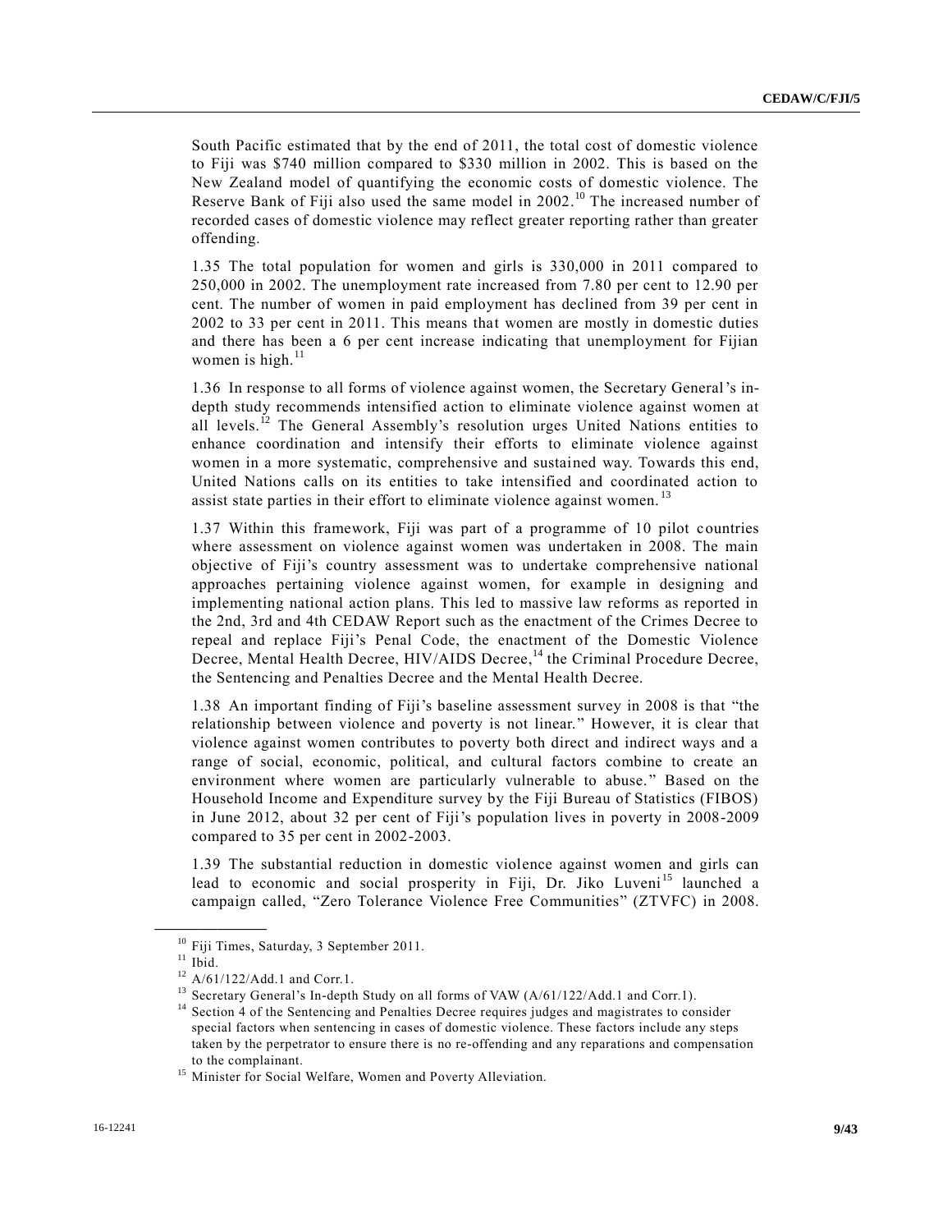South Pacific estimated that by the end of 2011, the total cost of domestic violence to Fiji was $740 million compared to $330 million in 2002. This is based on the New Zealand model of quantifying the economic costs of domestic violence. The Reserve Bank of Fiji also used the same model in 2002.[10] The increased number of recorded cases of domestic violence may reflect greater reporting rather than greater offending.

1.35 The total population for women and girls is 330,000 in 2011 compared to 250,000 in 2002. The unemployment rate increased from 7.80 per cent to 12.90 per cent. The number of women in paid employment has declined from 39 per cent in 2002 to 33 per cent in 2011. This means that women are mostly in domestic duties and there has been a 6 per cent increase indicating that unemployment for Fijian women is high.[11]

1.36 In response to all forms of violence against women, the Secretary General's in-depth study recommends intensified action to eliminate violence against women at all levels.[12] The General Assembly's resolution urges United Nations entities to enhance coordination and intensify their efforts to eliminate violence against women in a more systematic, comprehensive and sustained way. Towards this end, United Nations calls on its entities to take intensified and coordinated action to assist state parties in their effort to eliminate violence against women.[13]

1.37 Within this framework, Fiji was part of a programme of 10 pilot countries where assessment on violence against women was undertaken in 2008. The main objective of Fiji's country assessment was to undertake comprehensive national approaches pertaining violence against women, for example in designing and implementing national action plans. This led to massive law reforms as reported in the 2nd, 3rd and 4th CEDAW Report such as the enactment of the Crimes Decree to repeal and replace Fiji's Penal Code, the enactment of the Domestic Violence Decree, Mental Health Decree, HIV/AIDS Decree,[14] the Criminal Procedure Decree, the Sentencing and Penalties Decree and the Mental Health Decree.

1.38 An important finding of Fiji's baseline assessment survey in 2008 is that "the relationship between violence and poverty is not linear." However, it is clear that violence against women contributes to poverty both direct and indirect ways and a range of social, economic, political, and cultural factors combine to create an environment where women are particularly vulnerable to abuse." Based on the Household Income and Expenditure survey by the Fiji Bureau of Statistics (FIBOS) in June 2012, about 32 per cent of Fiji's population lives in poverty in 2008-2009 compared to 35 per cent in 2002-2003.

1.39 The substantial reduction in domestic violence against women and girls can lead to economic and social prosperity in Fiji, Dr. Jiko Luveni[15] launched a campaign called, "Zero Tolerance Violence Free Communities" (ZTVFC) in 2008.

---

[10] Fiji Times, Saturday, 3 September 2011.

[11] Ibid.

[12] A/61/122/Add.1 and Corr.1.

[13] Secretary General's In-depth Study on all forms of VAW (A/61/122/Add.1 and Corr.1).

[14] Section 4 of the Sentencing and Penalties Decree requires judges and magistrates to consider special factors when sentencing in cases of domestic violence. These factors include any steps taken by the perpetrator to ensure there is no re-offending and any reparations and compensation to the complainant.

[15] Minister for Social Welfare, Women and Poverty Alleviation.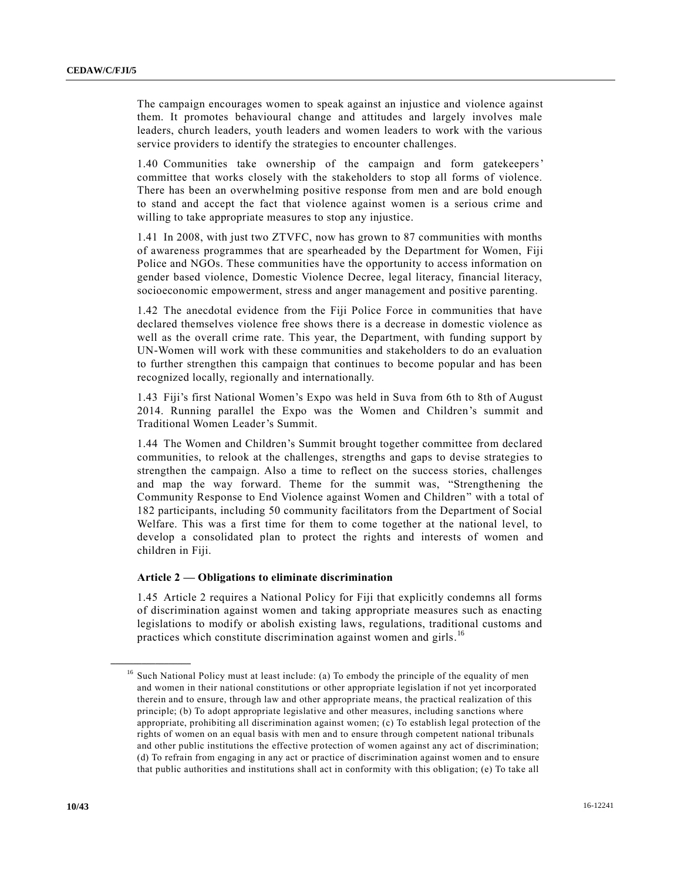The campaign encourages women to speak against an injustice and violence against them. It promotes behavioural change and attitudes and largely involves male leaders, church leaders, youth leaders and women leaders to work with the various service providers to identify the strategies to encounter challenges.

1.40 Communities take ownership of the campaign and form gatekeepers' committee that works closely with the stakeholders to stop all forms of violence. There has been an overwhelming positive response from men and are bold enough to stand and accept the fact that violence against women is a serious crime and willing to take appropriate measures to stop any injustice.

1.41 In 2008, with just two ZTVFC, now has grown to 87 communities with months of awareness programmes that are spearheaded by the Department for Women, Fiji Police and NGOs. These communities have the opportunity to access information on gender based violence, Domestic Violence Decree, legal literacy, financial literacy, socioeconomic empowerment, stress and anger management and positive parenting.

1.42 The anecdotal evidence from the Fiji Police Force in communities that have declared themselves violence free shows there is a decrease in domestic violence as well as the overall crime rate. This year, the Department, with funding support by UN-Women will work with these communities and stakeholders to do an evaluation to further strengthen this campaign that continues to become popular and has been recognized locally, regionally and internationally.

1.43 Fiji's first National Women's Expo was held in Suva from 6th to 8th of August 2014. Running parallel the Expo was the Women and Children's summit and Traditional Women Leader's Summit.

1.44 The Women and Children's Summit brought together committee from declared communities, to relook at the challenges, strengths and gaps to devise strategies to strengthen the campaign. Also a time to reflect on the success stories, challenges and map the way forward. Theme for the summit was, "Strengthening the Community Response to End Violence against Women and Children" with a total of 182 participants, including 50 community facilitators from the Department of Social Welfare. This was a first time for them to come together at the national level, to develop a consolidated plan to protect the rights and interests of women and children in Fiji.

### Article 2 — Obligations to eliminate discrimination

1.45 Article 2 requires a National Policy for Fiji that explicitly condemns all forms of discrimination against women and taking appropriate measures such as enacting legislations to modify or abolish existing laws, regulations, traditional customs and practices which constitute discrimination against women and girls.[16]

---

[16] Such National Policy must at least include: (a) To embody the principle of the equality of men and women in their national constitutions or other appropriate legislation if not yet incorporated therein and to ensure, through law and other appropriate means, the practical realization of this principle; (b) To adopt appropriate legislative and other measures, including sanctions where appropriate, prohibiting all discrimination against women; (c) To establish legal protection of the rights of women on an equal basis with men and to ensure through competent national tribunals and other public institutions the effective protection of women against any act of discrimination; (d) To refrain from engaging in any act or practice of discrimination against women and to ensure that public authorities and institutions shall act in conformity with this obligation; (e) To take all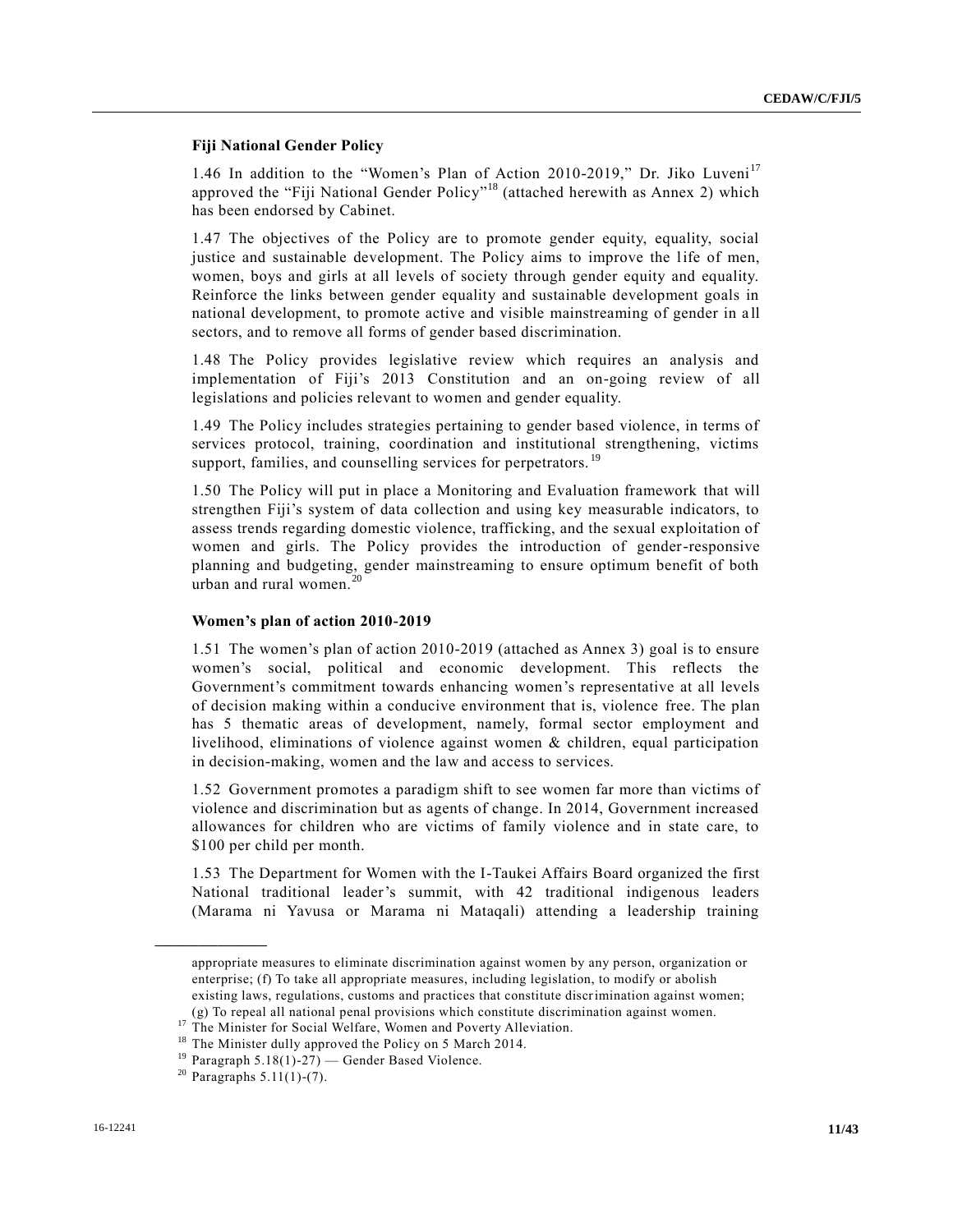**Fiji National Gender Policy**

1.46 In addition to the "Women's Plan of Action 2010-2019," Dr. Jiko Luveni[17] approved the "Fiji National Gender Policy"[18] (attached herewith as Annex 2) which has been endorsed by Cabinet.

1.47 The objectives of the Policy are to promote gender equity, equality, social justice and sustainable development. The Policy aims to improve the life of men, women, boys and girls at all levels of society through gender equity and equality. Reinforce the links between gender equality and sustainable development goals in national development, to promote active and visible mainstreaming of gender in all sectors, and to remove all forms of gender based discrimination.

1.48 The Policy provides legislative review which requires an analysis and implementation of Fiji's 2013 Constitution and an on-going review of all legislations and policies relevant to women and gender equality.

1.49 The Policy includes strategies pertaining to gender based violence, in terms of services protocol, training, coordination and institutional strengthening, victims support, families, and counselling services for perpetrators.[19]

1.50 The Policy will put in place a Monitoring and Evaluation framework that will strengthen Fiji's system of data collection and using key measurable indicators, to assess trends regarding domestic violence, trafficking, and the sexual exploitation of women and girls. The Policy provides the introduction of gender-responsive planning and budgeting, gender mainstreaming to ensure optimum benefit of both urban and rural women.[20]

**Women's plan of action 2010-2019**

1.51 The women's plan of action 2010-2019 (attached as Annex 3) goal is to ensure women's social, political and economic development. This reflects the Government's commitment towards enhancing women's representative at all levels of decision making within a conducive environment that is, violence free. The plan has 5 thematic areas of development, namely, formal sector employment and livelihood, eliminations of violence against women & children, equal participation in decision-making, women and the law and access to services.

1.52 Government promotes a paradigm shift to see women far more than victims of violence and discrimination but as agents of change. In 2014, Government increased allowances for children who are victims of family violence and in state care, to $100 per child per month.

1.53 The Department for Women with the I-Taukei Affairs Board organized the first National traditional leader's summit, with 42 traditional indigenous leaders (Marama ni Yavusa or Marama ni Mataqali) attending a leadership training

---

appropriate measures to eliminate discrimination against women by any person, organization or enterprise; (f) To take all appropriate measures, including legislation, to modify or abolish existing laws, regulations, customs and practices that constitute discrimination against women; (g) To repeal all national penal provisions which constitute discrimination against women.

[17] The Minister for Social Welfare, Women and Poverty Alleviation.

[18] The Minister dully approved the Policy on 5 March 2014.

[19] Paragraph 5.18(1)-27) — Gender Based Violence.

[20] Paragraphs 5.11(1)-(7).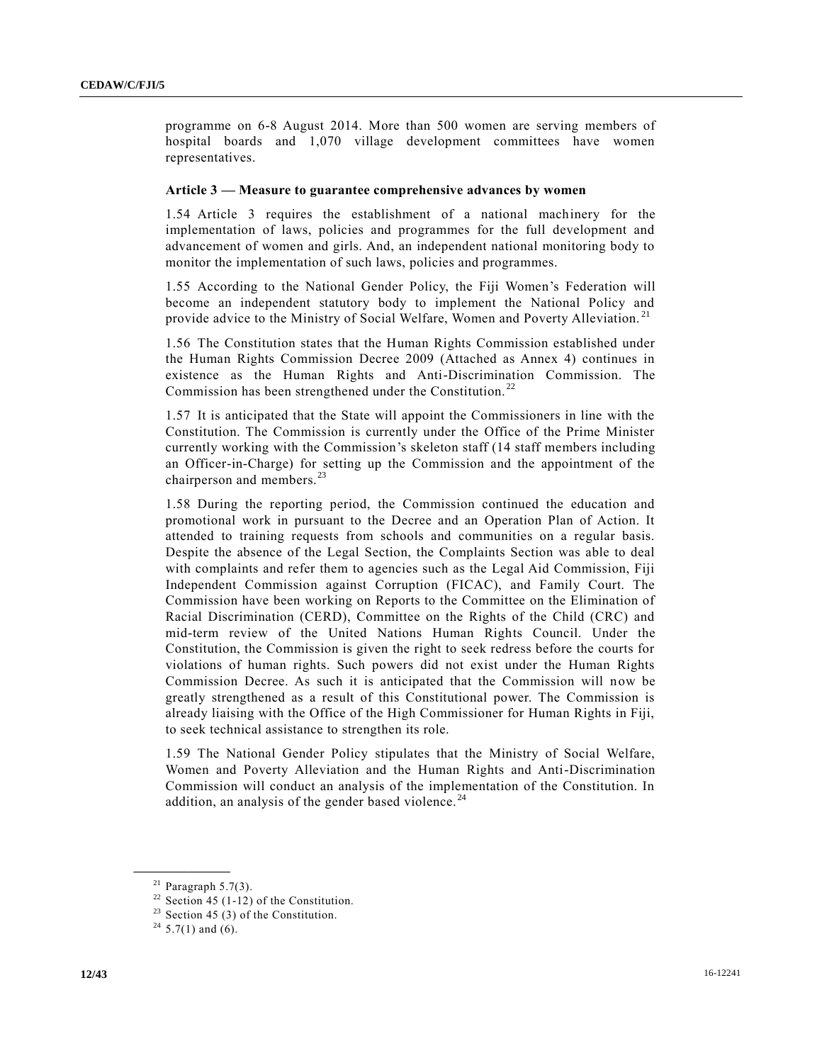programme on 6-8 August 2014. More than 500 women are serving members of hospital boards and 1,070 village development committees have women representatives.

**Article 3 — Measure to guarantee comprehensive advances by women**

1.54 Article 3 requires the establishment of a national machinery for the implementation of laws, policies and programmes for the full development and advancement of women and girls. And, an independent national monitoring body to monitor the implementation of such laws, policies and programmes.

1.55 According to the National Gender Policy, the Fiji Women's Federation will become an independent statutory body to implement the National Policy and provide advice to the Ministry of Social Welfare, Women and Poverty Alleviation.[21]

1.56 The Constitution states that the Human Rights Commission established under the Human Rights Commission Decree 2009 (Attached as Annex 4) continues in existence as the Human Rights and Anti-Discrimination Commission. The Commission has been strengthened under the Constitution.[22]

1.57 It is anticipated that the State will appoint the Commissioners in line with the Constitution. The Commission is currently under the Office of the Prime Minister currently working with the Commission's skeleton staff (14 staff members including an Officer-in-Charge) for setting up the Commission and the appointment of the chairperson and members.[23]

1.58 During the reporting period, the Commission continued the education and promotional work in pursuant to the Decree and an Operation Plan of Action. It attended to training requests from schools and communities on a regular basis. Despite the absence of the Legal Section, the Complaints Section was able to deal with complaints and refer them to agencies such as the Legal Aid Commission, Fiji Independent Commission against Corruption (FICAC), and Family Court. The Commission have been working on Reports to the Committee on the Elimination of Racial Discrimination (CERD), Committee on the Rights of the Child (CRC) and mid-term review of the United Nations Human Rights Council. Under the Constitution, the Commission is given the right to seek redress before the courts for violations of human rights. Such powers did not exist under the Human Rights Commission Decree. As such it is anticipated that the Commission will now be greatly strengthened as a result of this Constitutional power. The Commission is already liaising with the Office of the High Commissioner for Human Rights in Fiji, to seek technical assistance to strengthen its role.

1.59 The National Gender Policy stipulates that the Ministry of Social Welfare, Women and Poverty Alleviation and the Human Rights and Anti-Discrimination Commission will conduct an analysis of the implementation of the Constitution. In addition, an analysis of the gender based violence.[24]

---

[21] Paragraph 5.7(3).

[22] Section 45 (1-12) of the Constitution.

[23] Section 45 (3) of the Constitution.

[24] 5.7(1) and (6).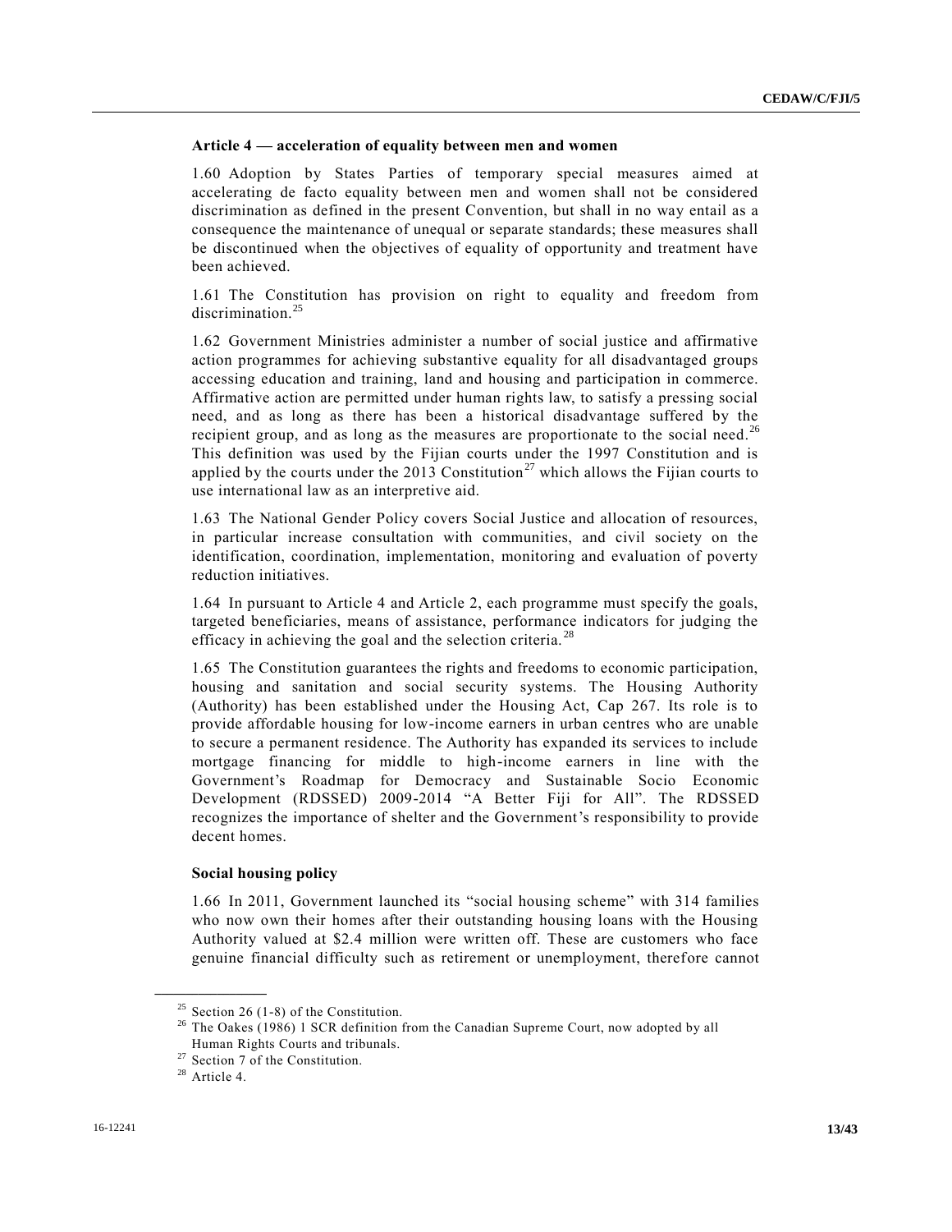### Article 4 — acceleration of equality between men and women

1.60 Adoption by States Parties of temporary special measures aimed at accelerating de facto equality between men and women shall not be considered discrimination as defined in the present Convention, but shall in no way entail as a consequence the maintenance of unequal or separate standards; these measures shall be discontinued when the objectives of equality of opportunity and treatment have been achieved.

1.61 The Constitution has provision on right to equality and freedom from discrimination.[25]

1.62 Government Ministries administer a number of social justice and affirmative action programmes for achieving substantive equality for all disadvantaged groups accessing education and training, land and housing and participation in commerce. Affirmative action are permitted under human rights law, to satisfy a pressing social need, and as long as there has been a historical disadvantage suffered by the recipient group, and as long as the measures are proportionate to the social need.[26] This definition was used by the Fijian courts under the 1997 Constitution and is applied by the courts under the 2013 Constitution[27] which allows the Fijian courts to use international law as an interpretive aid.

1.63 The National Gender Policy covers Social Justice and allocation of resources, in particular increase consultation with communities, and civil society on the identification, coordination, implementation, monitoring and evaluation of poverty reduction initiatives.

1.64 In pursuant to Article 4 and Article 2, each programme must specify the goals, targeted beneficiaries, means of assistance, performance indicators for judging the efficacy in achieving the goal and the selection criteria.[28]

1.65 The Constitution guarantees the rights and freedoms to economic participation, housing and sanitation and social security systems. The Housing Authority (Authority) has been established under the Housing Act, Cap 267. Its role is to provide affordable housing for low-income earners in urban centres who are unable to secure a permanent residence. The Authority has expanded its services to include mortgage financing for middle to high-income earners in line with the Government's Roadmap for Democracy and Sustainable Socio Economic Development (RDSSED) 2009-2014 "A Better Fiji for All". The RDSSED recognizes the importance of shelter and the Government's responsibility to provide decent homes.

#### Social housing policy

1.66 In 2011, Government launched its "social housing scheme" with 314 families who now own their homes after their outstanding housing loans with the Housing Authority valued at $2.4 million were written off. These are customers who face genuine financial difficulty such as retirement or unemployment, therefore cannot

---

[25] Section 26 (1-8) of the Constitution.

[26] The Oakes (1986) 1 SCR definition from the Canadian Supreme Court, now adopted by all Human Rights Courts and tribunals.

[27] Section 7 of the Constitution.

[28] Article 4.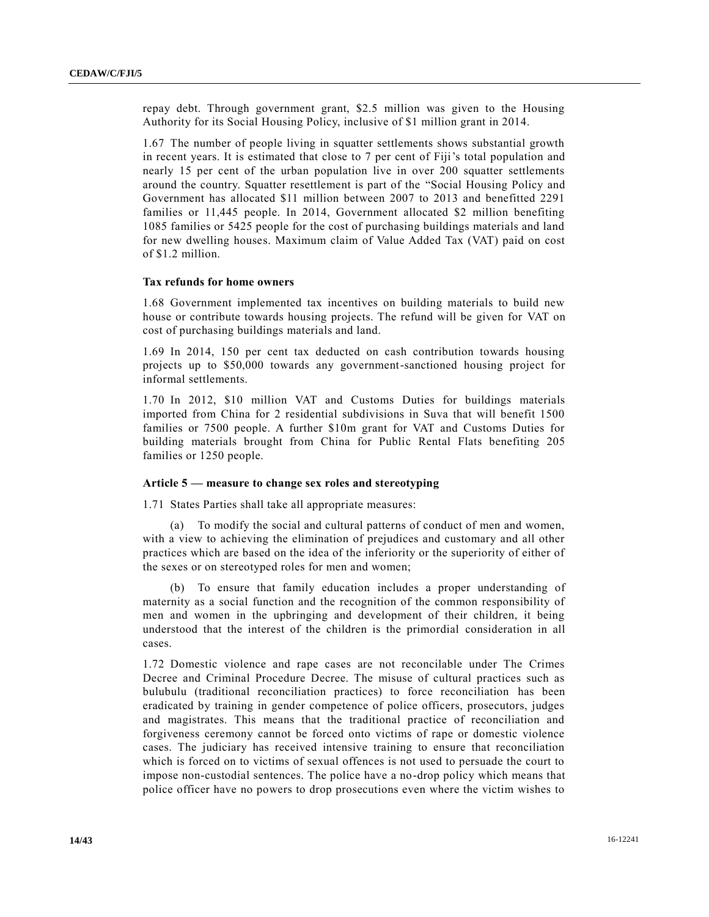repay debt. Through government grant, $2.5 million was given to the Housing Authority for its Social Housing Policy, inclusive of $1 million grant in 2014.

1.67 The number of people living in squatter settlements shows substantial growth in recent years. It is estimated that close to 7 per cent of Fiji's total population and nearly 15 per cent of the urban population live in over 200 squatter settlements around the country. Squatter resettlement is part of the "Social Housing Policy and Government has allocated $11 million between 2007 to 2013 and benefitted 2291 families or 11,445 people. In 2014, Government allocated $2 million benefiting 1085 families or 5425 people for the cost of purchasing buildings materials and land for new dwelling houses. Maximum claim of Value Added Tax (VAT) paid on cost of $1.2 million.

**Tax refunds for home owners**

1.68 Government implemented tax incentives on building materials to build new house or contribute towards housing projects. The refund will be given for VAT on cost of purchasing buildings materials and land.

1.69 In 2014, 150 per cent tax deducted on cash contribution towards housing projects up to $50,000 towards any government-sanctioned housing project for informal settlements.

1.70 In 2012, $10 million VAT and Customs Duties for buildings materials imported from China for 2 residential subdivisions in Suva that will benefit 1500 families or 7500 people. A further $10m grant for VAT and Customs Duties for building materials brought from China for Public Rental Flats benefiting 205 families or 1250 people.

**Article 5 — measure to change sex roles and stereotyping**

1.71 States Parties shall take all appropriate measures:

(a) To modify the social and cultural patterns of conduct of men and women, with a view to achieving the elimination of prejudices and customary and all other practices which are based on the idea of the inferiority or the superiority of either of the sexes or on stereotyped roles for men and women;

(b) To ensure that family education includes a proper understanding of maternity as a social function and the recognition of the common responsibility of men and women in the upbringing and development of their children, it being understood that the interest of the children is the primordial consideration in all cases.

1.72 Domestic violence and rape cases are not reconcilable under The Crimes Decree and Criminal Procedure Decree. The misuse of cultural practices such as bulubulu (traditional reconciliation practices) to force reconciliation has been eradicated by training in gender competence of police officers, prosecutors, judges and magistrates. This means that the traditional practice of reconciliation and forgiveness ceremony cannot be forced onto victims of rape or domestic violence cases. The judiciary has received intensive training to ensure that reconciliation which is forced on to victims of sexual offences is not used to persuade the court to impose non-custodial sentences. The police have a no-drop policy which means that police officer have no powers to drop prosecutions even where the victim wishes to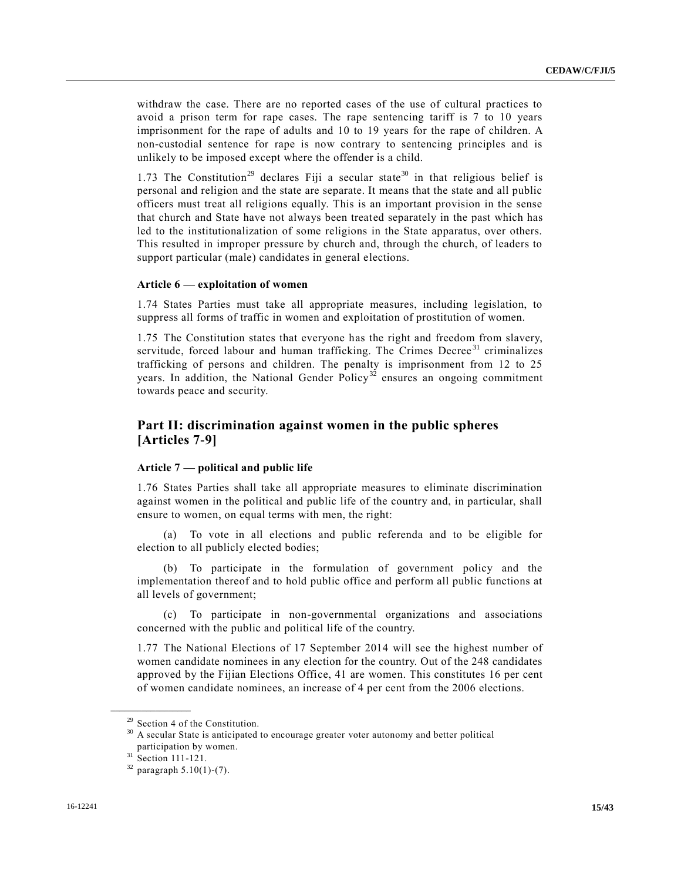withdraw the case. There are no reported cases of the use of cultural practices to avoid a prison term for rape cases. The rape sentencing tariff is 7 to 10 years imprisonment for the rape of adults and 10 to 19 years for the rape of children. A non-custodial sentence for rape is now contrary to sentencing principles and is unlikely to be imposed except where the offender is a child.

1.73 The Constitution[29] declares Fiji a secular state[30] in that religious belief is personal and religion and the state are separate. It means that the state and all public officers must treat all religions equally. This is an important provision in the sense that church and State have not always been treated separately in the past which has led to the institutionalization of some religions in the State apparatus, over others. This resulted in improper pressure by church and, through the church, of leaders to support particular (male) candidates in general elections.

#### Article 6 — exploitation of women

1.74 States Parties must take all appropriate measures, including legislation, to suppress all forms of traffic in women and exploitation of prostitution of women.

1.75 The Constitution states that everyone has the right and freedom from slavery, servitude, forced labour and human trafficking. The Crimes Decree[31] criminalizes trafficking of persons and children. The penalty is imprisonment from 12 to 25 years. In addition, the National Gender Policy[32] ensures an ongoing commitment towards peace and security.

## Part II: discrimination against women in the public spheres [Articles 7-9]

#### Article 7 — political and public life

1.76 States Parties shall take all appropriate measures to eliminate discrimination against women in the political and public life of the country and, in particular, shall ensure to women, on equal terms with men, the right:

(a) To vote in all elections and public referenda and to be eligible for election to all publicly elected bodies;

(b) To participate in the formulation of government policy and the implementation thereof and to hold public office and perform all public functions at all levels of government;

(c) To participate in non-governmental organizations and associations concerned with the public and political life of the country.

1.77 The National Elections of 17 September 2014 will see the highest number of women candidate nominees in any election for the country. Out of the 248 candidates approved by the Fijian Elections Office, 41 are women. This constitutes 16 per cent of women candidate nominees, an increase of 4 per cent from the 2006 elections.

---

[29] Section 4 of the Constitution.

[30] A secular State is anticipated to encourage greater voter autonomy and better political participation by women.

[31] Section 111-121.

[32] paragraph 5.10(1)-(7).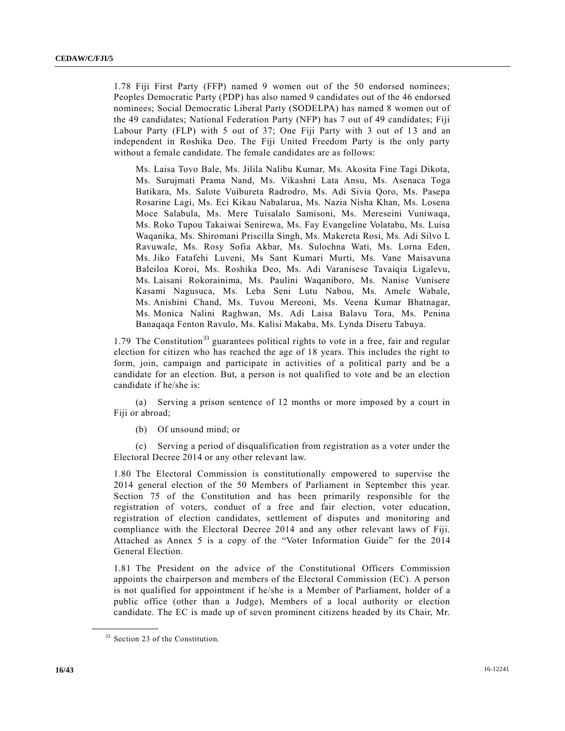1.78 Fiji First Party (FFP) named 9 women out of the 50 endorsed nominees; Peoples Democratic Party (PDP) has also named 9 candidates out of the 46 endorsed nominees; Social Democratic Liberal Party (SODELPA) has named 8 women out of the 49 candidates; National Federation Party (NFP) has 7 out of 49 candidates; Fiji Labour Party (FLP) with 5 out of 37; One Fiji Party with 3 out of 13 and an independent in Roshika Deo. The Fiji United Freedom Party is the only party without a female candidate. The female candidates are as follows:

> Ms. Laisa Tovo Bale, Ms. Jilila Nalibu Kumar, Ms. Akosita Fine Tagi Dikota, Ms. Surujmati Prama Nand, Ms. Vikashni Lata Ansu, Ms. Asenaca Toga Batikara, Ms. Salote Vuibureta Radrodro, Ms. Adi Sivia Qoro, Ms. Pasepa Rosarine Lagi, Ms. Eci Kikau Nabalarua, Ms. Nazia Nisha Khan, Ms. Losena Moce Salabula, Ms. Mere Tuisalalo Samisoni, Ms. Mereseini Vuniwaqa, Ms. Roko Tupou Takaiwai Senirewa, Ms. Fay Evangeline Volatabu, Ms. Luisa Waqanika, Ms. Shiromani Priscilla Singh, Ms. Makereta Rosi, Ms. Adi Silvo L Ravuwale, Ms. Rosy Sofia Akbar, Ms. Sulochna Wati, Ms. Lorna Eden, Ms. Jiko Fatafehi Luveni, Ms Sant Kumari Murti, Ms. Vane Maisavuna Baleiloa Koroi, Ms. Roshika Deo, Ms. Adi Varanisese Tavaiqia Ligalevu, Ms. Laisani Rokorainima, Ms. Paulini Waqaniboro, Ms. Nanise Vunisere Kasami Nagusuca, Ms. Leba Seni Lutu Nabou, Ms. Amele Wabale, Ms. Anishini Chand, Ms. Tuvou Mereoni, Ms. Veena Kumar Bhatnagar, Ms. Monica Nalini Raghwan, Ms. Adi Laisa Balavu Tora, Ms. Penina Banaqaqa Fenton Ravulo, Ms. Kalisi Makaba, Ms. Lynda Diseru Tabuya.

1.79 The Constitution[33] guarantees political rights to vote in a free, fair and regular election for citizen who has reached the age of 18 years. This includes the right to form, join, campaign and participate in activities of a political party and be a candidate for an election. But, a person is not qualified to vote and be an election candidate if he/she is:

(a) Serving a prison sentence of 12 months or more imposed by a court in Fiji or abroad;

(b) Of unsound mind; or

(c) Serving a period of disqualification from registration as a voter under the Electoral Decree 2014 or any other relevant law.

1.80 The Electoral Commission is constitutionally empowered to supervise the 2014 general election of the 50 Members of Parliament in September this year. Section 75 of the Constitution and has been primarily responsible for the registration of voters, conduct of a free and fair election, voter education, registration of election candidates, settlement of disputes and monitoring and compliance with the Electoral Decree 2014 and any other relevant laws of Fiji. Attached as Annex 5 is a copy of the "Voter Information Guide" for the 2014 General Election.

1.81 The President on the advice of the Constitutional Officers Commission appoints the chairperson and members of the Electoral Commission (EC). A person is not qualified for appointment if he/she is a Member of Parliament, holder of a public office (other than a Judge), Members of a local authority or election candidate. The EC is made up of seven prominent citizens headed by its Chair, Mr.

[33] Section 23 of the Constitution.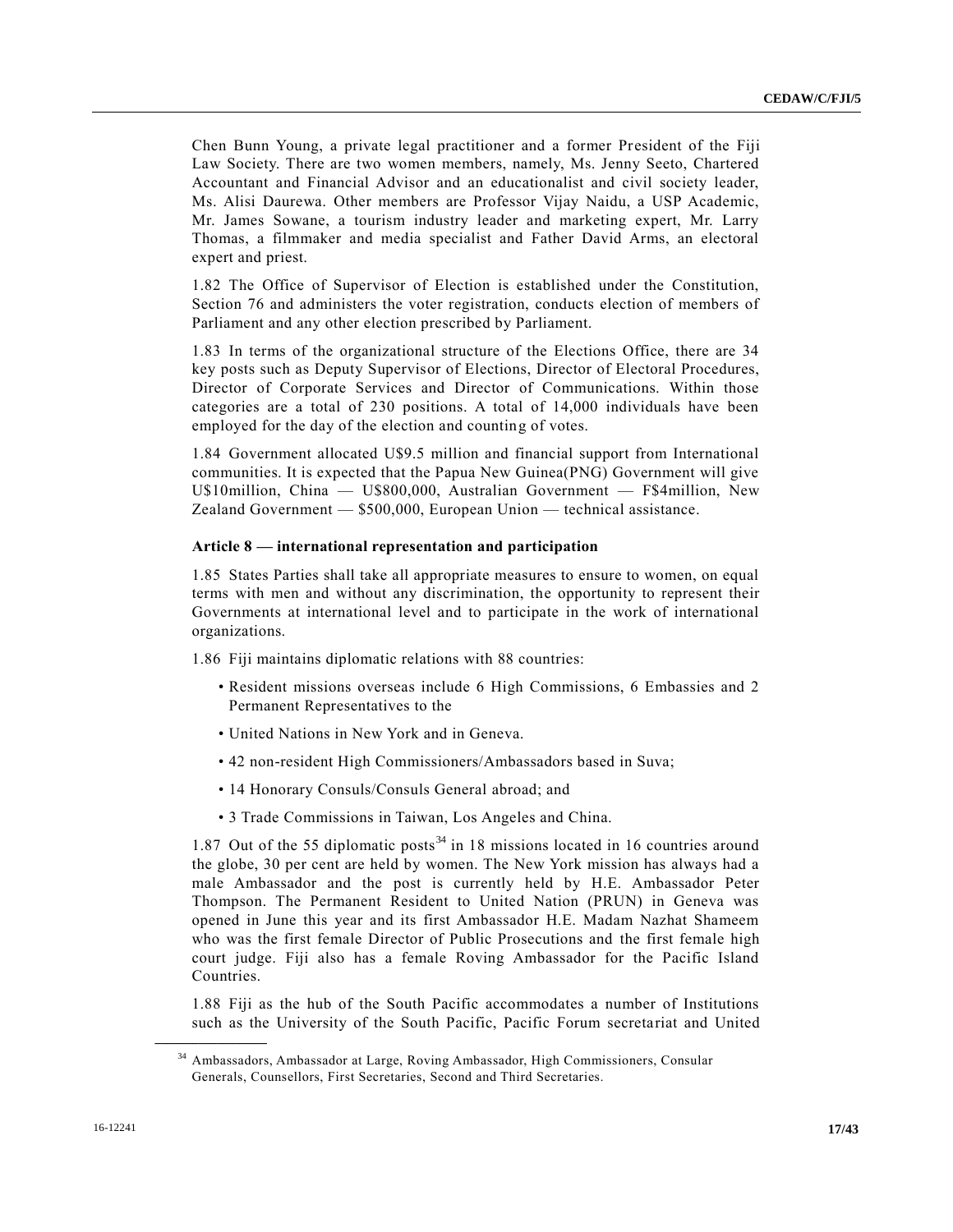Chen Bunn Young, a private legal practitioner and a former President of the Fiji Law Society. There are two women members, namely, Ms. Jenny Seeto, Chartered Accountant and Financial Advisor and an educationalist and civil society leader, Ms. Alisi Daurewa. Other members are Professor Vijay Naidu, a USP Academic, Mr. James Sowane, a tourism industry leader and marketing expert, Mr. Larry Thomas, a filmmaker and media specialist and Father David Arms, an electoral expert and priest.

1.82 The Office of Supervisor of Election is established under the Constitution, Section 76 and administers the voter registration, conducts election of members of Parliament and any other election prescribed by Parliament.

1.83 In terms of the organizational structure of the Elections Office, there are 34 key posts such as Deputy Supervisor of Elections, Director of Electoral Procedures, Director of Corporate Services and Director of Communications. Within those categories are a total of 230 positions. A total of 14,000 individuals have been employed for the day of the election and counting of votes.

1.84 Government allocated U$9.5 million and financial support from International communities. It is expected that the Papua New Guinea(PNG) Government will give U$10million, China — U$800,000, Australian Government — F$4million, New Zealand Government — $500,000, European Union — technical assistance.

### Article 8 — international representation and participation

1.85 States Parties shall take all appropriate measures to ensure to women, on equal terms with men and without any discrimination, the opportunity to represent their Governments at international level and to participate in the work of international organizations.

1.86 Fiji maintains diplomatic relations with 88 countries:

- Resident missions overseas include 6 High Commissions, 6 Embassies and 2 Permanent Representatives to the
- United Nations in New York and in Geneva.
- 42 non-resident High Commissioners/Ambassadors based in Suva;
- 14 Honorary Consuls/Consuls General abroad; and
- 3 Trade Commissions in Taiwan, Los Angeles and China.

1.87 Out of the 55 diplomatic posts[34] in 18 missions located in 16 countries around the globe, 30 per cent are held by women. The New York mission has always had a male Ambassador and the post is currently held by H.E. Ambassador Peter Thompson. The Permanent Resident to United Nation (PRUN) in Geneva was opened in June this year and its first Ambassador H.E. Madam Nazhat Shameem who was the first female Director of Public Prosecutions and the first female high court judge. Fiji also has a female Roving Ambassador for the Pacific Island Countries.

1.88 Fiji as the hub of the South Pacific accommodates a number of Institutions such as the University of the South Pacific, Pacific Forum secretariat and United

[34] Ambassadors, Ambassador at Large, Roving Ambassador, High Commissioners, Consular Generals, Counsellors, First Secretaries, Second and Third Secretaries.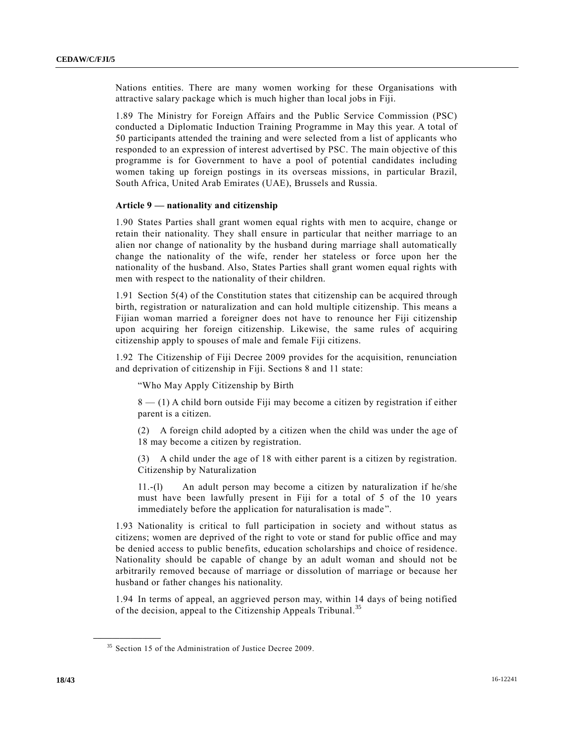Nations entities. There are many women working for these Organisations with attractive salary package which is much higher than local jobs in Fiji.

1.89 The Ministry for Foreign Affairs and the Public Service Commission (PSC) conducted a Diplomatic Induction Training Programme in May this year. A total of 50 participants attended the training and were selected from a list of applicants who responded to an expression of interest advertised by PSC. The main objective of this programme is for Government to have a pool of potential candidates including women taking up foreign postings in its overseas missions, in particular Brazil, South Africa, United Arab Emirates (UAE), Brussels and Russia.

**Article 9 — nationality and citizenship**

1.90 States Parties shall grant women equal rights with men to acquire, change or retain their nationality. They shall ensure in particular that neither marriage to an alien nor change of nationality by the husband during marriage shall automatically change the nationality of the wife, render her stateless or force upon her the nationality of the husband. Also, States Parties shall grant women equal rights with men with respect to the nationality of their children.

1.91 Section 5(4) of the Constitution states that citizenship can be acquired through birth, registration or naturalization and can hold multiple citizenship. This means a Fijian woman married a foreigner does not have to renounce her Fiji citizenship upon acquiring her foreign citizenship. Likewise, the same rules of acquiring citizenship apply to spouses of male and female Fiji citizens.

1.92 The Citizenship of Fiji Decree 2009 provides for the acquisition, renunciation and deprivation of citizenship in Fiji. Sections 8 and 11 state:

> "Who May Apply Citizenship by Birth
>
> 8 — (1) A child born outside Fiji may become a citizen by registration if either parent is a citizen.
>
> (2) A foreign child adopted by a citizen when the child was under the age of 18 may become a citizen by registration.
>
> (3) A child under the age of 18 with either parent is a citizen by registration. Citizenship by Naturalization
>
> 11.-(l) An adult person may become a citizen by naturalization if he/she must have been lawfully present in Fiji for a total of 5 of the 10 years immediately before the application for naturalisation is made".

1.93 Nationality is critical to full participation in society and without status as citizens; women are deprived of the right to vote or stand for public office and may be denied access to public benefits, education scholarships and choice of residence. Nationality should be capable of change by an adult woman and should not be arbitrarily removed because of marriage or dissolution of marriage or because her husband or father changes his nationality.

1.94 In terms of appeal, an aggrieved person may, within 14 days of being notified of the decision, appeal to the Citizenship Appeals Tribunal.[35]

---

[35] Section 15 of the Administration of Justice Decree 2009.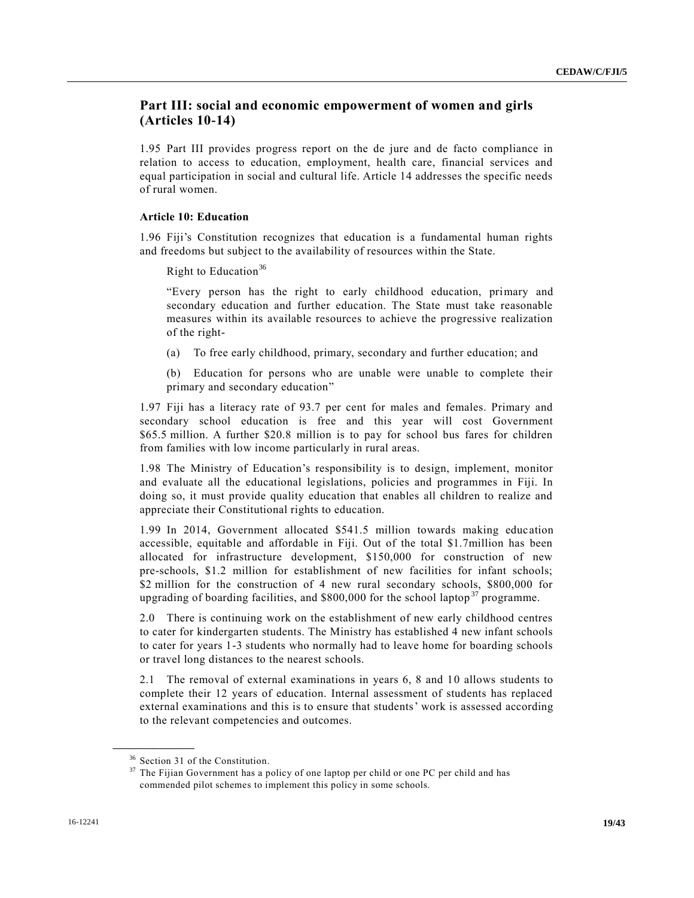## Part III: social and economic empowerment of women and girls (Articles 10-14)

1.95 Part III provides progress report on the de jure and de facto compliance in relation to access to education, employment, health care, financial services and equal participation in social and cultural life. Article 14 addresses the specific needs of rural women.

### Article 10: Education

1.96 Fiji's Constitution recognizes that education is a fundamental human rights and freedoms but subject to the availability of resources within the State.

Right to Education[36]

"Every person has the right to early childhood education, primary and secondary education and further education. The State must take reasonable measures within its available resources to achieve the progressive realization of the right-

(a) To free early childhood, primary, secondary and further education; and

(b) Education for persons who are unable were unable to complete their primary and secondary education"

1.97 Fiji has a literacy rate of 93.7 per cent for males and females. Primary and secondary school education is free and this year will cost Government $65.5 million. A further $20.8 million is to pay for school bus fares for children from families with low income particularly in rural areas.

1.98 The Ministry of Education's responsibility is to design, implement, monitor and evaluate all the educational legislations, policies and programmes in Fiji. In doing so, it must provide quality education that enables all children to realize and appreciate their Constitutional rights to education.

1.99 In 2014, Government allocated $541.5 million towards making education accessible, equitable and affordable in Fiji. Out of the total $1.7million has been allocated for infrastructure development, $150,000 for construction of new pre-schools, $1.2 million for establishment of new facilities for infant schools; $2 million for the construction of 4 new rural secondary schools, $800,000 for upgrading of boarding facilities, and $800,000 for the school laptop[37] programme.

2.0 There is continuing work on the establishment of new early childhood centres to cater for kindergarten students. The Ministry has established 4 new infant schools to cater for years 1-3 students who normally had to leave home for boarding schools or travel long distances to the nearest schools.

2.1 The removal of external examinations in years 6, 8 and 10 allows students to complete their 12 years of education. Internal assessment of students has replaced external examinations and this is to ensure that students' work is assessed according to the relevant competencies and outcomes.

---

[36] Section 31 of the Constitution.

[37] The Fijian Government has a policy of one laptop per child or one PC per child and has commended pilot schemes to implement this policy in some schools.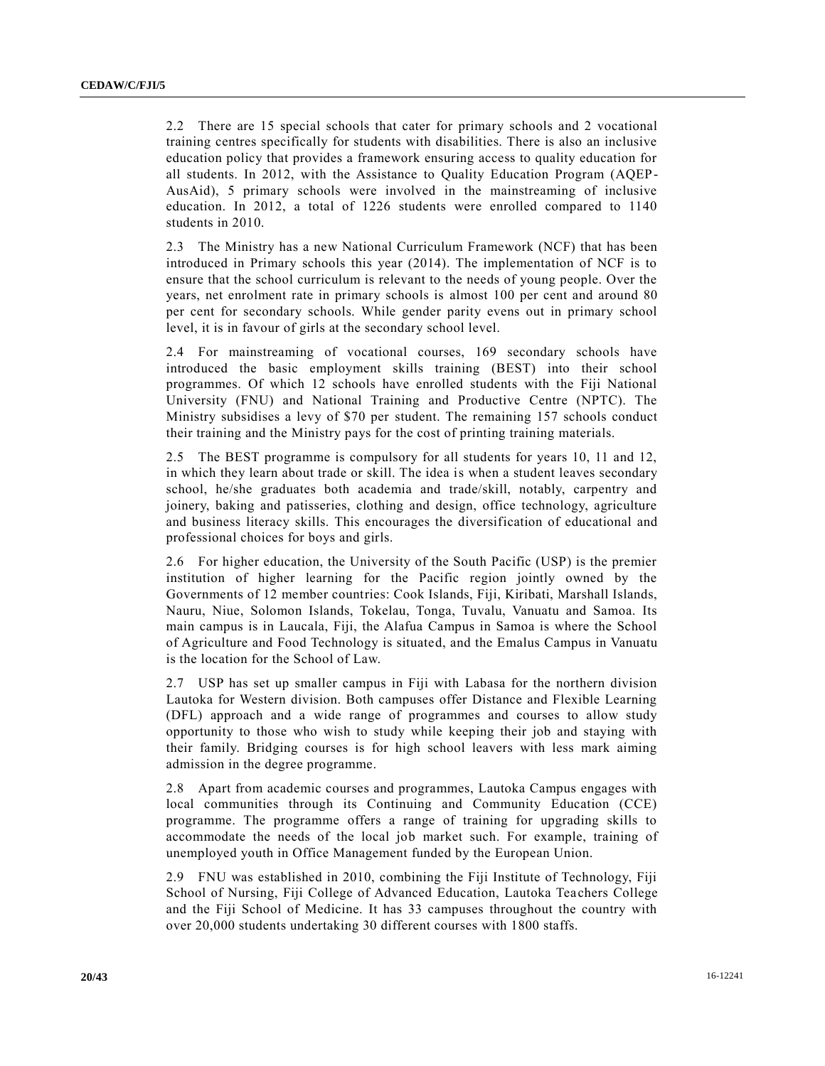2.2 There are 15 special schools that cater for primary schools and 2 vocational training centres specifically for students with disabilities. There is also an inclusive education policy that provides a framework ensuring access to quality education for all students. In 2012, with the Assistance to Quality Education Program (AQEP-AusAid), 5 primary schools were involved in the mainstreaming of inclusive education. In 2012, a total of 1226 students were enrolled compared to 1140 students in 2010.

2.3 The Ministry has a new National Curriculum Framework (NCF) that has been introduced in Primary schools this year (2014). The implementation of NCF is to ensure that the school curriculum is relevant to the needs of young people. Over the years, net enrolment rate in primary schools is almost 100 per cent and around 80 per cent for secondary schools. While gender parity evens out in primary school level, it is in favour of girls at the secondary school level.

2.4 For mainstreaming of vocational courses, 169 secondary schools have introduced the basic employment skills training (BEST) into their school programmes. Of which 12 schools have enrolled students with the Fiji National University (FNU) and National Training and Productive Centre (NPTC). The Ministry subsidises a levy of $70 per student. The remaining 157 schools conduct their training and the Ministry pays for the cost of printing training materials.

2.5 The BEST programme is compulsory for all students for years 10, 11 and 12, in which they learn about trade or skill. The idea is when a student leaves secondary school, he/she graduates both academia and trade/skill, notably, carpentry and joinery, baking and patisseries, clothing and design, office technology, agriculture and business literacy skills. This encourages the diversification of educational and professional choices for boys and girls.

2.6 For higher education, the University of the South Pacific (USP) is the premier institution of higher learning for the Pacific region jointly owned by the Governments of 12 member countries: Cook Islands, Fiji, Kiribati, Marshall Islands, Nauru, Niue, Solomon Islands, Tokelau, Tonga, Tuvalu, Vanuatu and Samoa. Its main campus is in Laucala, Fiji, the Alafua Campus in Samoa is where the School of Agriculture and Food Technology is situated, and the Emalus Campus in Vanuatu is the location for the School of Law.

2.7 USP has set up smaller campus in Fiji with Labasa for the northern division Lautoka for Western division. Both campuses offer Distance and Flexible Learning (DFL) approach and a wide range of programmes and courses to allow study opportunity to those who wish to study while keeping their job and staying with their family. Bridging courses is for high school leavers with less mark aiming admission in the degree programme.

2.8 Apart from academic courses and programmes, Lautoka Campus engages with local communities through its Continuing and Community Education (CCE) programme. The programme offers a range of training for upgrading skills to accommodate the needs of the local job market such. For example, training of unemployed youth in Office Management funded by the European Union.

2.9 FNU was established in 2010, combining the Fiji Institute of Technology, Fiji School of Nursing, Fiji College of Advanced Education, Lautoka Teachers College and the Fiji School of Medicine. It has 33 campuses throughout the country with over 20,000 students undertaking 30 different courses with 1800 staffs.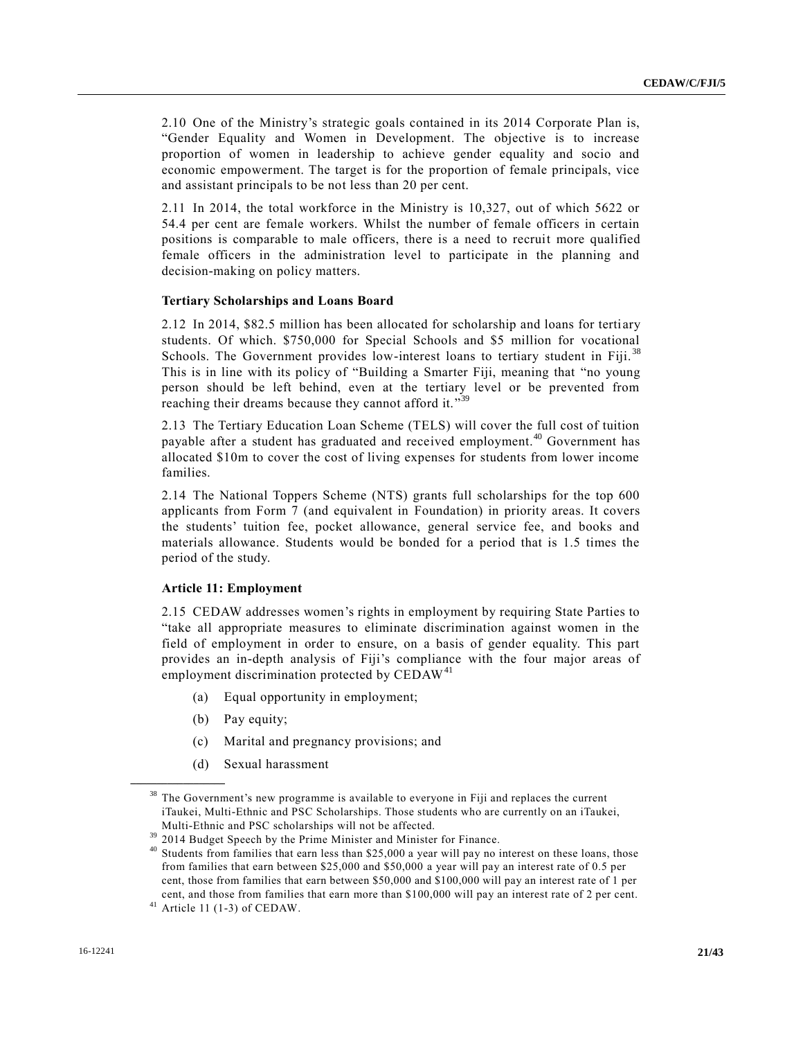2.10 One of the Ministry's strategic goals contained in its 2014 Corporate Plan is, "Gender Equality and Women in Development. The objective is to increase proportion of women in leadership to achieve gender equality and socio and economic empowerment. The target is for the proportion of female principals, vice and assistant principals to be not less than 20 per cent.

2.11 In 2014, the total workforce in the Ministry is 10,327, out of which 5622 or 54.4 per cent are female workers. Whilst the number of female officers in certain positions is comparable to male officers, there is a need to recruit more qualified female officers in the administration level to participate in the planning and decision-making on policy matters.

**Tertiary Scholarships and Loans Board**

2.12 In 2014, $82.5 million has been allocated for scholarship and loans for tertiary students. Of which. $750,000 for Special Schools and $5 million for vocational Schools. The Government provides low-interest loans to tertiary student in Fiji.[38] This is in line with its policy of "Building a Smarter Fiji, meaning that "no young person should be left behind, even at the tertiary level or be prevented from reaching their dreams because they cannot afford it."[39]

2.13 The Tertiary Education Loan Scheme (TELS) will cover the full cost of tuition payable after a student has graduated and received employment.[40] Government has allocated $10m to cover the cost of living expenses for students from lower income families.

2.14 The National Toppers Scheme (NTS) grants full scholarships for the top 600 applicants from Form 7 (and equivalent in Foundation) in priority areas. It covers the students' tuition fee, pocket allowance, general service fee, and books and materials allowance. Students would be bonded for a period that is 1.5 times the period of the study.

**Article 11: Employment**

2.15 CEDAW addresses women's rights in employment by requiring State Parties to "take all appropriate measures to eliminate discrimination against women in the field of employment in order to ensure, on a basis of gender equality. This part provides an in-depth analysis of Fiji's compliance with the four major areas of employment discrimination protected by CEDAW[41]

(a) Equal opportunity in employment;

(b) Pay equity;

(c) Marital and pregnancy provisions; and

(d) Sexual harassment

---

[38] The Government's new programme is available to everyone in Fiji and replaces the current iTaukei, Multi-Ethnic and PSC Scholarships. Those students who are currently on an iTaukei, Multi-Ethnic and PSC scholarships will not be affected.

[39] 2014 Budget Speech by the Prime Minister and Minister for Finance.

[40] Students from families that earn less than $25,000 a year will pay no interest on these loans, those from families that earn between $25,000 and $50,000 a year will pay an interest rate of 0.5 per cent, those from families that earn between $50,000 and $100,000 will pay an interest rate of 1 per cent, and those from families that earn more than $100,000 will pay an interest rate of 2 per cent.

[41] Article 11 (1-3) of CEDAW.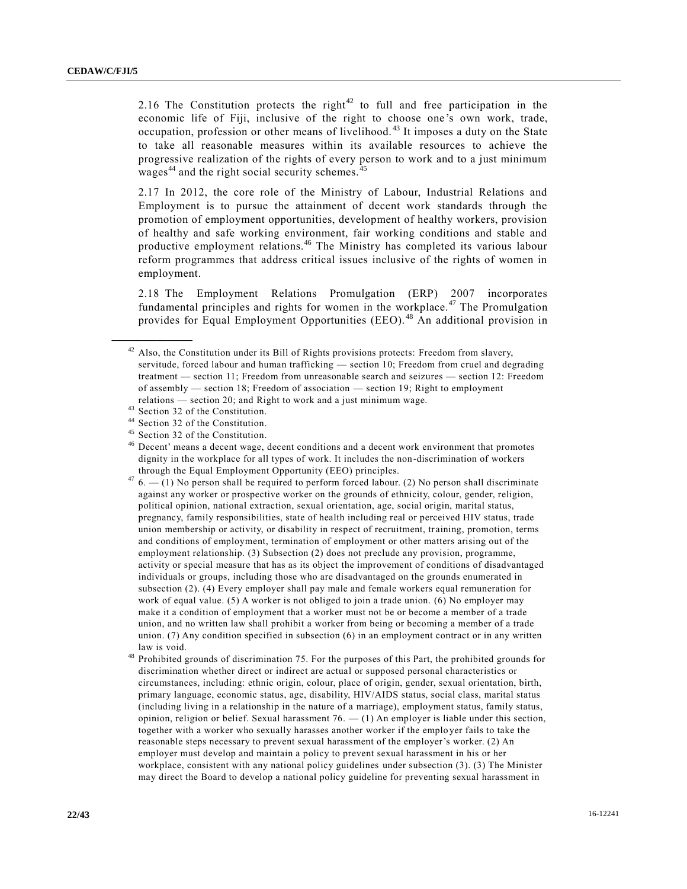2.16 The Constitution protects the right[42] to full and free participation in the economic life of Fiji, inclusive of the right to choose one's own work, trade, occupation, profession or other means of livelihood.[43] It imposes a duty on the State to take all reasonable measures within its available resources to achieve the progressive realization of the rights of every person to work and to a just minimum wages[44] and the right social security schemes.[45]

2.17 In 2012, the core role of the Ministry of Labour, Industrial Relations and Employment is to pursue the attainment of decent work standards through the promotion of employment opportunities, development of healthy workers, provision of healthy and safe working environment, fair working conditions and stable and productive employment relations.[46] The Ministry has completed its various labour reform programmes that address critical issues inclusive of the rights of women in employment.

2.18 The Employment Relations Promulgation (ERP) 2007 incorporates fundamental principles and rights for women in the workplace.[47] The Promulgation provides for Equal Employment Opportunities (EEO).[48] An additional provision in

---

[42] Also, the Constitution under its Bill of Rights provisions protects: Freedom from slavery, servitude, forced labour and human trafficking — section 10; Freedom from cruel and degrading treatment — section 11; Freedom from unreasonable search and seizures — section 12: Freedom of assembly — section 18; Freedom of association — section 19; Right to employment relations — section 20; and Right to work and a just minimum wage.

[43] Section 32 of the Constitution.

[44] Section 32 of the Constitution.

[45] Section 32 of the Constitution.

[46] Decent' means a decent wage, decent conditions and a decent work environment that promotes dignity in the workplace for all types of work. It includes the non-discrimination of workers through the Equal Employment Opportunity (EEO) principles.

[47] 6. — (1) No person shall be required to perform forced labour. (2) No person shall discriminate against any worker or prospective worker on the grounds of ethnicity, colour, gender, religion, political opinion, national extraction, sexual orientation, age, social origin, marital status, pregnancy, family responsibilities, state of health including real or perceived HIV status, trade union membership or activity, or disability in respect of recruitment, training, promotion, terms and conditions of employment, termination of employment or other matters arising out of the employment relationship. (3) Subsection (2) does not preclude any provision, programme, activity or special measure that has as its object the improvement of conditions of disadvantaged individuals or groups, including those who are disadvantaged on the grounds enumerated in subsection (2). (4) Every employer shall pay male and female workers equal remuneration for work of equal value. (5) A worker is not obliged to join a trade union. (6) No employer may make it a condition of employment that a worker must not be or become a member of a trade union, and no written law shall prohibit a worker from being or becoming a member of a trade union. (7) Any condition specified in subsection (6) in an employment contract or in any written law is void.

[48] Prohibited grounds of discrimination 75. For the purposes of this Part, the prohibited grounds for discrimination whether direct or indirect are actual or supposed personal characteristics or circumstances, including: ethnic origin, colour, place of origin, gender, sexual orientation, birth, primary language, economic status, age, disability, HIV/AIDS status, social class, marital status (including living in a relationship in the nature of a marriage), employment status, family status, opinion, religion or belief. Sexual harassment 76. — (1) An employer is liable under this section, together with a worker who sexually harasses another worker if the employer fails to take the reasonable steps necessary to prevent sexual harassment of the employer's worker. (2) An employer must develop and maintain a policy to prevent sexual harassment in his or her workplace, consistent with any national policy guidelines under subsection (3). (3) The Minister may direct the Board to develop a national policy guideline for preventing sexual harassment in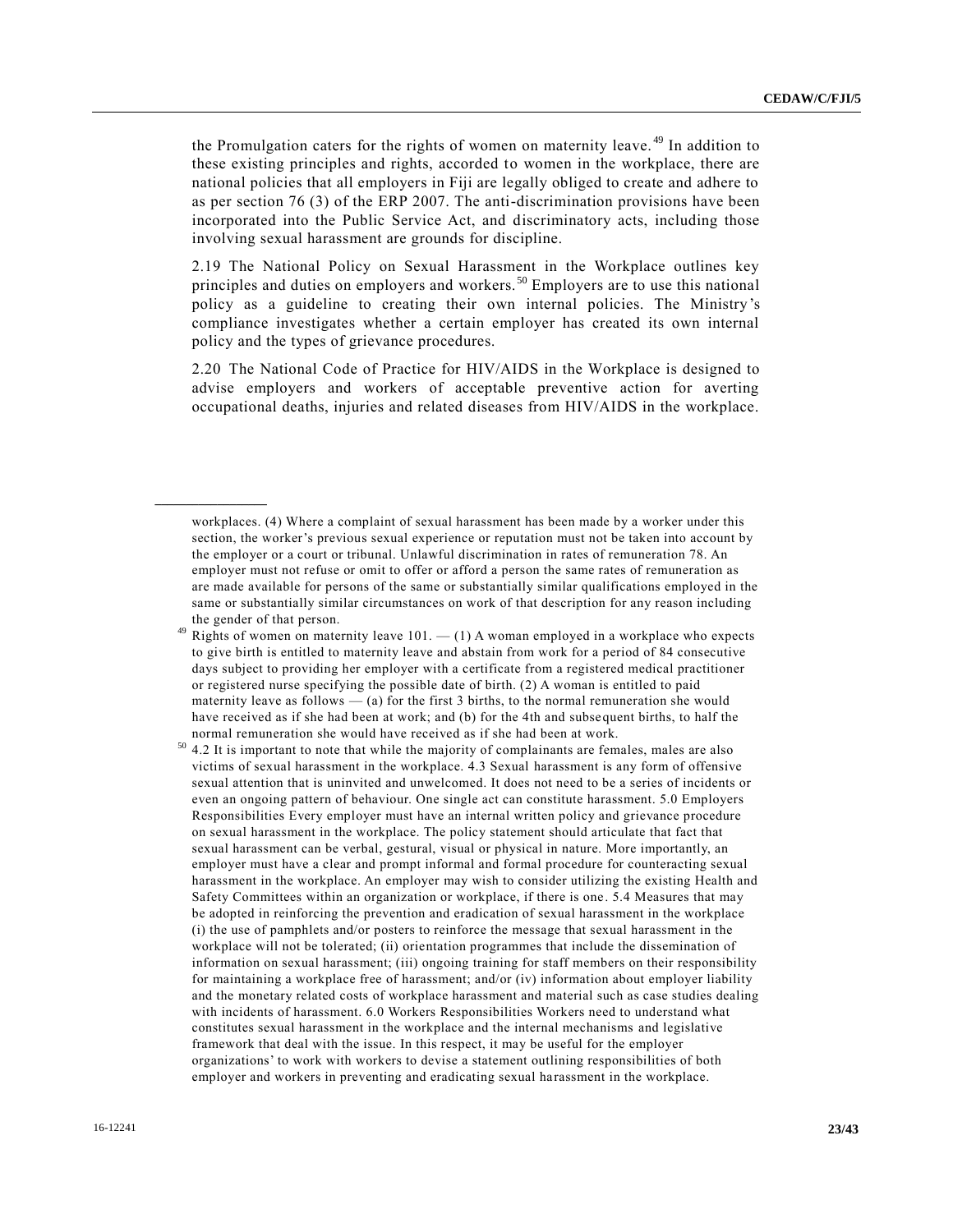the Promulgation caters for the rights of women on maternity leave.[49] In addition to these existing principles and rights, accorded to women in the workplace, there are national policies that all employers in Fiji are legally obliged to create and adhere to as per section 76 (3) of the ERP 2007. The anti-discrimination provisions have been incorporated into the Public Service Act, and discriminatory acts, including those involving sexual harassment are grounds for discipline.

2.19 The National Policy on Sexual Harassment in the Workplace outlines key principles and duties on employers and workers.[50] Employers are to use this national policy as a guideline to creating their own internal policies. The Ministry's compliance investigates whether a certain employer has created its own internal policy and the types of grievance procedures.

2.20 The National Code of Practice for HIV/AIDS in the Workplace is designed to advise employers and workers of acceptable preventive action for averting occupational deaths, injuries and related diseases from HIV/AIDS in the workplace.

---

workplaces. (4) Where a complaint of sexual harassment has been made by a worker under this section, the worker's previous sexual experience or reputation must not be taken into account by the employer or a court or tribunal. Unlawful discrimination in rates of remuneration 78. An employer must not refuse or omit to offer or afford a person the same rates of remuneration as are made available for persons of the same or substantially similar qualifications employed in the same or substantially similar circumstances on work of that description for any reason including the gender of that person.

[49] Rights of women on maternity leave 101. — (1) A woman employed in a workplace who expects to give birth is entitled to maternity leave and abstain from work for a period of 84 consecutive days subject to providing her employer with a certificate from a registered medical practitioner or registered nurse specifying the possible date of birth. (2) A woman is entitled to paid maternity leave as follows — (a) for the first 3 births, to the normal remuneration she would have received as if she had been at work; and (b) for the 4th and subsequent births, to half the normal remuneration she would have received as if she had been at work.

[50] 4.2 It is important to note that while the majority of complainants are females, males are also victims of sexual harassment in the workplace. 4.3 Sexual harassment is any form of offensive sexual attention that is uninvited and unwelcomed. It does not need to be a series of incidents or even an ongoing pattern of behaviour. One single act can constitute harassment. 5.0 Employers Responsibilities Every employer must have an internal written policy and grievance procedure on sexual harassment in the workplace. The policy statement should articulate that fact that sexual harassment can be verbal, gestural, visual or physical in nature. More importantly, an employer must have a clear and prompt informal and formal procedure for counteracting sexual harassment in the workplace. An employer may wish to consider utilizing the existing Health and Safety Committees within an organization or workplace, if there is one. 5.4 Measures that may be adopted in reinforcing the prevention and eradication of sexual harassment in the workplace (i) the use of pamphlets and/or posters to reinforce the message that sexual harassment in the workplace will not be tolerated; (ii) orientation programmes that include the dissemination of information on sexual harassment; (iii) ongoing training for staff members on their responsibility for maintaining a workplace free of harassment; and/or (iv) information about employer liability and the monetary related costs of workplace harassment and material such as case studies dealing with incidents of harassment. 6.0 Workers Responsibilities Workers need to understand what constitutes sexual harassment in the workplace and the internal mechanisms and legislative framework that deal with the issue. In this respect, it may be useful for the employer organizations' to work with workers to devise a statement outlining responsibilities of both employer and workers in preventing and eradicating sexual harassment in the workplace.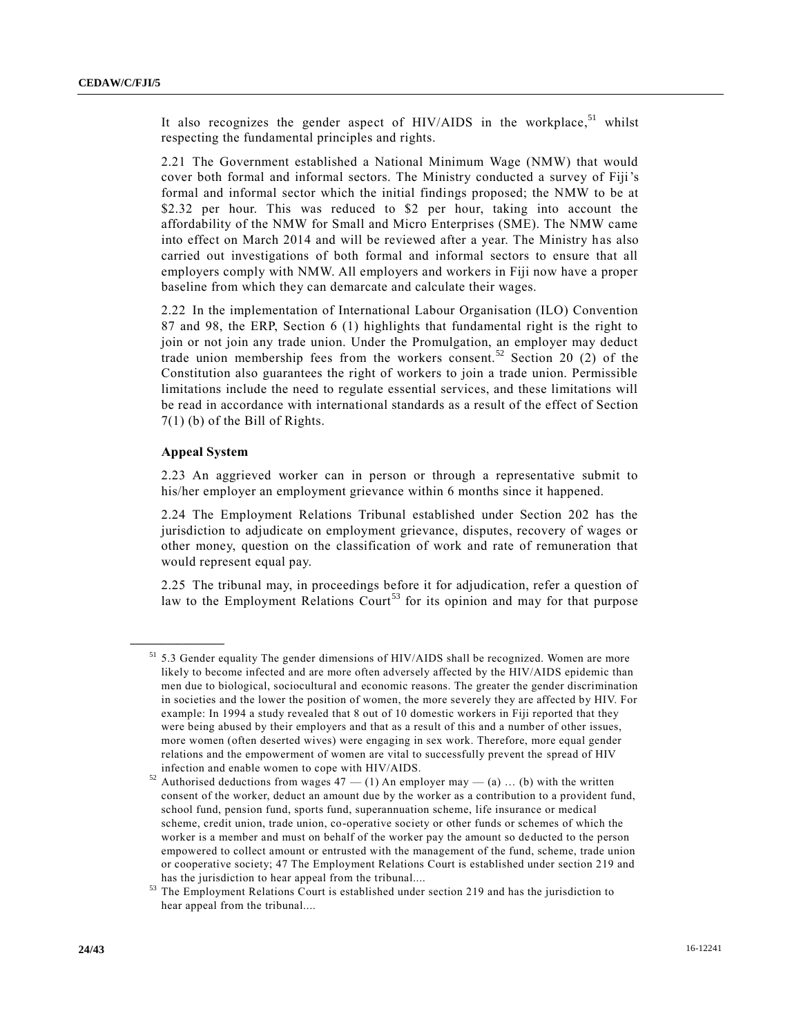It also recognizes the gender aspect of HIV/AIDS in the workplace,[51] whilst respecting the fundamental principles and rights.

2.21 The Government established a National Minimum Wage (NMW) that would cover both formal and informal sectors. The Ministry conducted a survey of Fiji's formal and informal sector which the initial findings proposed; the NMW to be at $2.32 per hour. This was reduced to $2 per hour, taking into account the affordability of the NMW for Small and Micro Enterprises (SME). The NMW came into effect on March 2014 and will be reviewed after a year. The Ministry has also carried out investigations of both formal and informal sectors to ensure that all employers comply with NMW. All employers and workers in Fiji now have a proper baseline from which they can demarcate and calculate their wages.

2.22 In the implementation of International Labour Organisation (ILO) Convention 87 and 98, the ERP, Section 6 (1) highlights that fundamental right is the right to join or not join any trade union. Under the Promulgation, an employer may deduct trade union membership fees from the workers consent.[52] Section 20 (2) of the Constitution also guarantees the right of workers to join a trade union. Permissible limitations include the need to regulate essential services, and these limitations will be read in accordance with international standards as a result of the effect of Section 7(1) (b) of the Bill of Rights.

**Appeal System**

2.23 An aggrieved worker can in person or through a representative submit to his/her employer an employment grievance within 6 months since it happened.

2.24 The Employment Relations Tribunal established under Section 202 has the jurisdiction to adjudicate on employment grievance, disputes, recovery of wages or other money, question on the classification of work and rate of remuneration that would represent equal pay.

2.25 The tribunal may, in proceedings before it for adjudication, refer a question of law to the Employment Relations Court[53] for its opinion and may for that purpose

---

[51] 5.3 Gender equality The gender dimensions of HIV/AIDS shall be recognized. Women are more likely to become infected and are more often adversely affected by the HIV/AIDS epidemic than men due to biological, sociocultural and economic reasons. The greater the gender discrimination in societies and the lower the position of women, the more severely they are affected by HIV. For example: In 1994 a study revealed that 8 out of 10 domestic workers in Fiji reported that they were being abused by their employers and that as a result of this and a number of other issues, more women (often deserted wives) were engaging in sex work. Therefore, more equal gender relations and the empowerment of women are vital to successfully prevent the spread of HIV infection and enable women to cope with HIV/AIDS.

[52] Authorised deductions from wages 47 — (1) An employer may — (a) … (b) with the written consent of the worker, deduct an amount due by the worker as a contribution to a provident fund, school fund, pension fund, sports fund, superannuation scheme, life insurance or medical scheme, credit union, trade union, co-operative society or other funds or schemes of which the worker is a member and must on behalf of the worker pay the amount so deducted to the person empowered to collect amount or entrusted with the management of the fund, scheme, trade union or cooperative society; 47 The Employment Relations Court is established under section 219 and has the jurisdiction to hear appeal from the tribunal....

[53] The Employment Relations Court is established under section 219 and has the jurisdiction to hear appeal from the tribunal....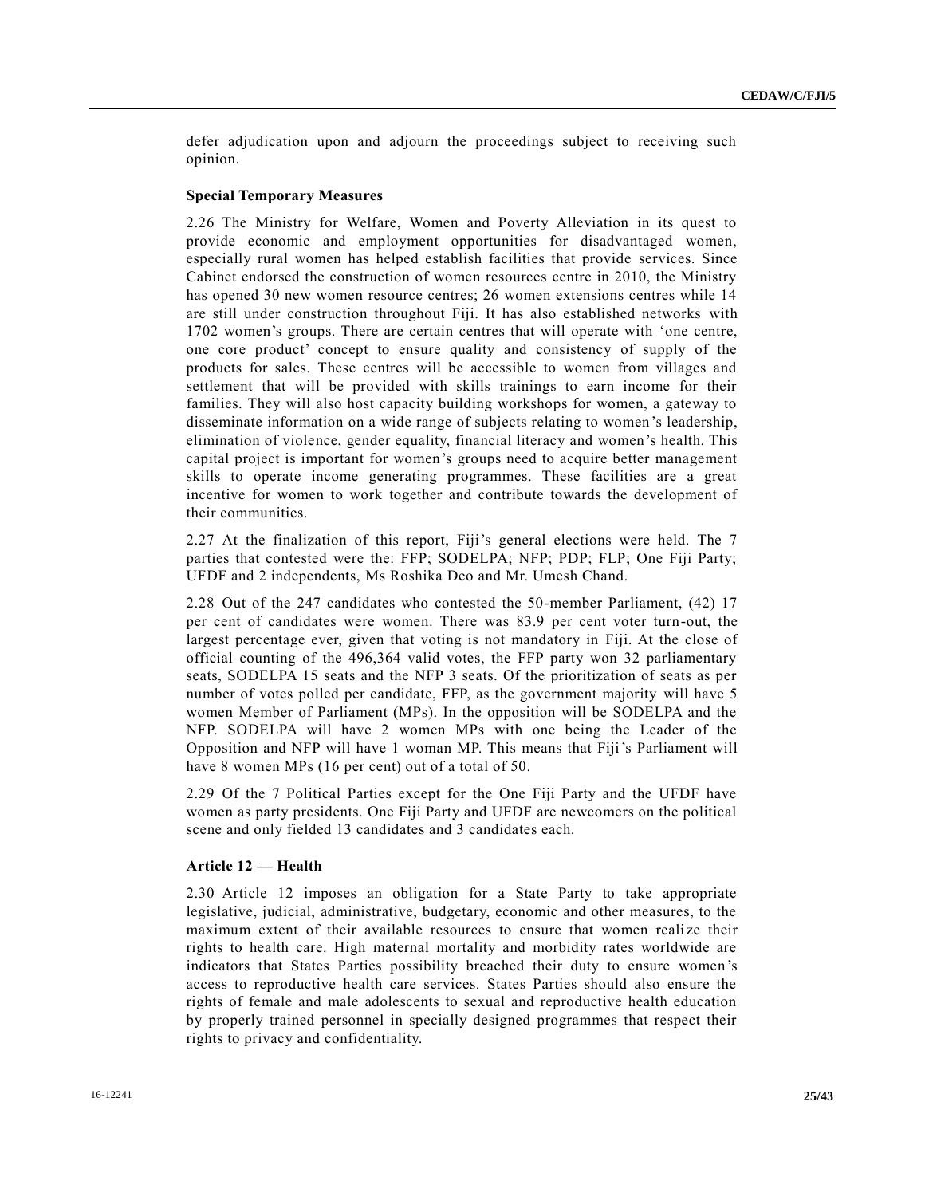defer adjudication upon and adjourn the proceedings subject to receiving such opinion.

**Special Temporary Measures**

2.26 The Ministry for Welfare, Women and Poverty Alleviation in its quest to provide economic and employment opportunities for disadvantaged women, especially rural women has helped establish facilities that provide services. Since Cabinet endorsed the construction of women resources centre in 2010, the Ministry has opened 30 new women resource centres; 26 women extensions centres while 14 are still under construction throughout Fiji. It has also established networks with 1702 women's groups. There are certain centres that will operate with 'one centre, one core product' concept to ensure quality and consistency of supply of the products for sales. These centres will be accessible to women from villages and settlement that will be provided with skills trainings to earn income for their families. They will also host capacity building workshops for women, a gateway to disseminate information on a wide range of subjects relating to women's leadership, elimination of violence, gender equality, financial literacy and women's health. This capital project is important for women's groups need to acquire better management skills to operate income generating programmes. These facilities are a great incentive for women to work together and contribute towards the development of their communities.

2.27 At the finalization of this report, Fiji's general elections were held. The 7 parties that contested were the: FFP; SODELPA; NFP; PDP; FLP; One Fiji Party; UFDF and 2 independents, Ms Roshika Deo and Mr. Umesh Chand.

2.28 Out of the 247 candidates who contested the 50-member Parliament, (42) 17 per cent of candidates were women. There was 83.9 per cent voter turn-out, the largest percentage ever, given that voting is not mandatory in Fiji. At the close of official counting of the 496,364 valid votes, the FFP party won 32 parliamentary seats, SODELPA 15 seats and the NFP 3 seats. Of the prioritization of seats as per number of votes polled per candidate, FFP, as the government majority will have 5 women Member of Parliament (MPs). In the opposition will be SODELPA and the NFP. SODELPA will have 2 women MPs with one being the Leader of the Opposition and NFP will have 1 woman MP. This means that Fiji's Parliament will have 8 women MPs (16 per cent) out of a total of 50.

2.29 Of the 7 Political Parties except for the One Fiji Party and the UFDF have women as party presidents. One Fiji Party and UFDF are newcomers on the political scene and only fielded 13 candidates and 3 candidates each.

**Article 12 — Health**

2.30 Article 12 imposes an obligation for a State Party to take appropriate legislative, judicial, administrative, budgetary, economic and other measures, to the maximum extent of their available resources to ensure that women realize their rights to health care. High maternal mortality and morbidity rates worldwide are indicators that States Parties possibility breached their duty to ensure women's access to reproductive health care services. States Parties should also ensure the rights of female and male adolescents to sexual and reproductive health education by properly trained personnel in specially designed programmes that respect their rights to privacy and confidentiality.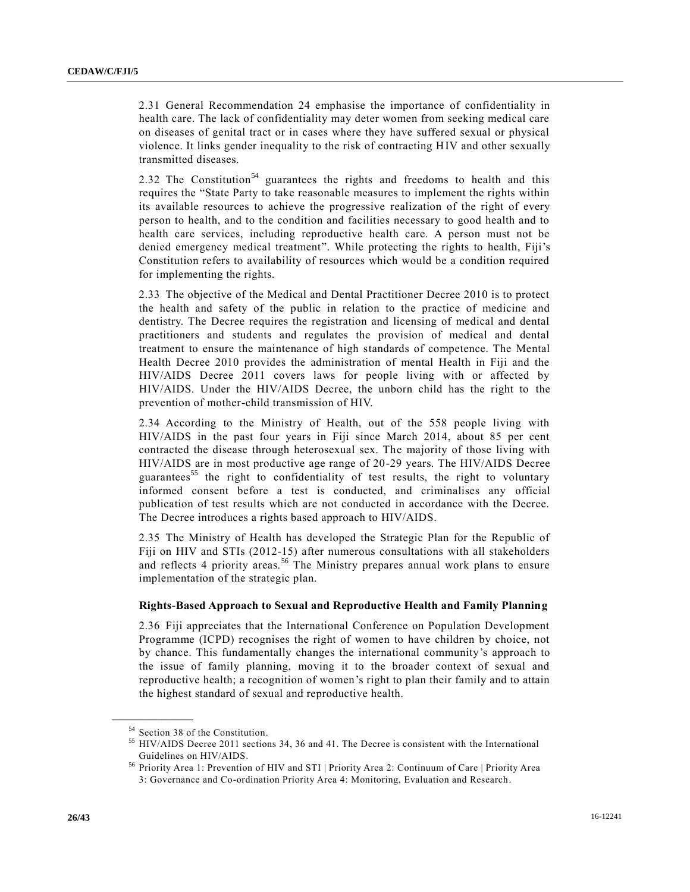2.31 General Recommendation 24 emphasise the importance of confidentiality in health care. The lack of confidentiality may deter women from seeking medical care on diseases of genital tract or in cases where they have suffered sexual or physical violence. It links gender inequality to the risk of contracting HIV and other sexually transmitted diseases.

2.32 The Constitution[54] guarantees the rights and freedoms to health and this requires the "State Party to take reasonable measures to implement the rights within its available resources to achieve the progressive realization of the right of every person to health, and to the condition and facilities necessary to good health and to health care services, including reproductive health care. A person must not be denied emergency medical treatment". While protecting the rights to health, Fiji's Constitution refers to availability of resources which would be a condition required for implementing the rights.

2.33 The objective of the Medical and Dental Practitioner Decree 2010 is to protect the health and safety of the public in relation to the practice of medicine and dentistry. The Decree requires the registration and licensing of medical and dental practitioners and students and regulates the provision of medical and dental treatment to ensure the maintenance of high standards of competence. The Mental Health Decree 2010 provides the administration of mental Health in Fiji and the HIV/AIDS Decree 2011 covers laws for people living with or affected by HIV/AIDS. Under the HIV/AIDS Decree, the unborn child has the right to the prevention of mother-child transmission of HIV.

2.34 According to the Ministry of Health, out of the 558 people living with HIV/AIDS in the past four years in Fiji since March 2014, about 85 per cent contracted the disease through heterosexual sex. The majority of those living with HIV/AIDS are in most productive age range of 20-29 years. The HIV/AIDS Decree guarantees[55] the right to confidentiality of test results, the right to voluntary informed consent before a test is conducted, and criminalises any official publication of test results which are not conducted in accordance with the Decree. The Decree introduces a rights based approach to HIV/AIDS.

2.35 The Ministry of Health has developed the Strategic Plan for the Republic of Fiji on HIV and STIs (2012-15) after numerous consultations with all stakeholders and reflects 4 priority areas.[56] The Ministry prepares annual work plans to ensure implementation of the strategic plan.

**Rights-Based Approach to Sexual and Reproductive Health and Family Planning**

2.36 Fiji appreciates that the International Conference on Population Development Programme (ICPD) recognises the right of women to have children by choice, not by chance. This fundamentally changes the international community's approach to the issue of family planning, moving it to the broader context of sexual and reproductive health; a recognition of women's right to plan their family and to attain the highest standard of sexual and reproductive health.

---

[54] Section 38 of the Constitution.

[55] HIV/AIDS Decree 2011 sections 34, 36 and 41. The Decree is consistent with the International Guidelines on HIV/AIDS.

[56] Priority Area 1: Prevention of HIV and STI | Priority Area 2: Continuum of Care | Priority Area 3: Governance and Co-ordination Priority Area 4: Monitoring, Evaluation and Research.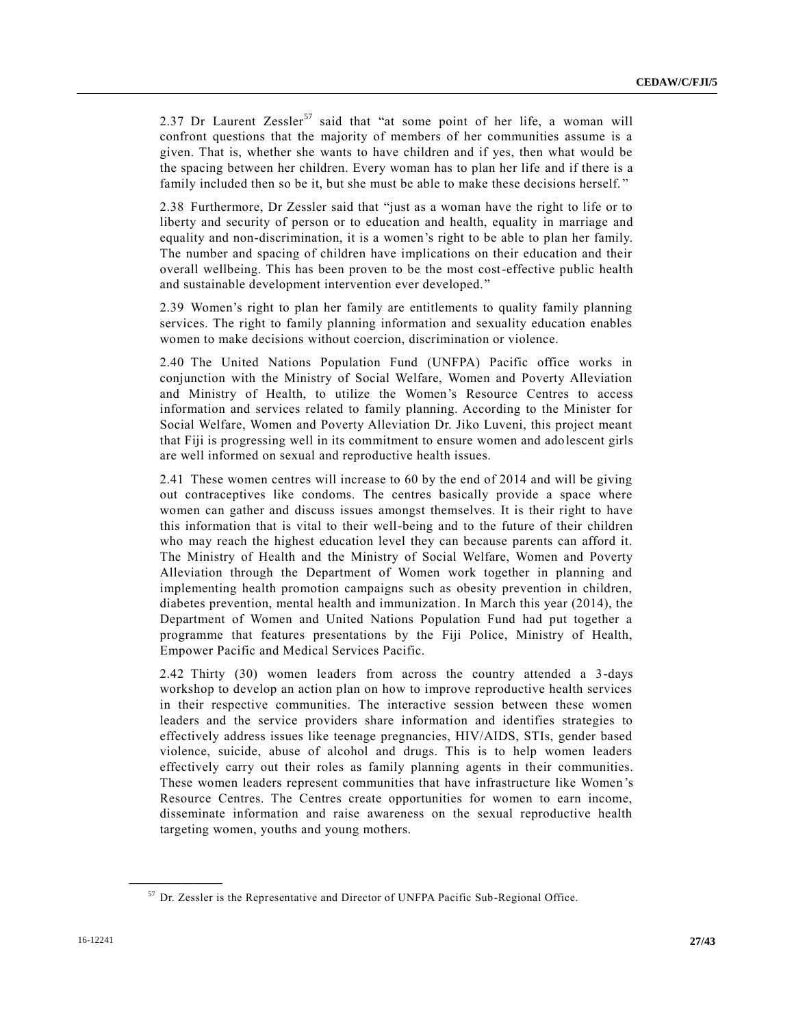2.37 Dr Laurent Zessler[57] said that "at some point of her life, a woman will confront questions that the majority of members of her communities assume is a given. That is, whether she wants to have children and if yes, then what would be the spacing between her children. Every woman has to plan her life and if there is a family included then so be it, but she must be able to make these decisions herself."

2.38 Furthermore, Dr Zessler said that "just as a woman have the right to life or to liberty and security of person or to education and health, equality in marriage and equality and non-discrimination, it is a women's right to be able to plan her family. The number and spacing of children have implications on their education and their overall wellbeing. This has been proven to be the most cost-effective public health and sustainable development intervention ever developed."

2.39 Women's right to plan her family are entitlements to quality family planning services. The right to family planning information and sexuality education enables women to make decisions without coercion, discrimination or violence.

2.40 The United Nations Population Fund (UNFPA) Pacific office works in conjunction with the Ministry of Social Welfare, Women and Poverty Alleviation and Ministry of Health, to utilize the Women's Resource Centres to access information and services related to family planning. According to the Minister for Social Welfare, Women and Poverty Alleviation Dr. Jiko Luveni, this project meant that Fiji is progressing well in its commitment to ensure women and adolescent girls are well informed on sexual and reproductive health issues.

2.41 These women centres will increase to 60 by the end of 2014 and will be giving out contraceptives like condoms. The centres basically provide a space where women can gather and discuss issues amongst themselves. It is their right to have this information that is vital to their well-being and to the future of their children who may reach the highest education level they can because parents can afford it. The Ministry of Health and the Ministry of Social Welfare, Women and Poverty Alleviation through the Department of Women work together in planning and implementing health promotion campaigns such as obesity prevention in children, diabetes prevention, mental health and immunization. In March this year (2014), the Department of Women and United Nations Population Fund had put together a programme that features presentations by the Fiji Police, Ministry of Health, Empower Pacific and Medical Services Pacific.

2.42 Thirty (30) women leaders from across the country attended a 3-days workshop to develop an action plan on how to improve reproductive health services in their respective communities. The interactive session between these women leaders and the service providers share information and identifies strategies to effectively address issues like teenage pregnancies, HIV/AIDS, STIs, gender based violence, suicide, abuse of alcohol and drugs. This is to help women leaders effectively carry out their roles as family planning agents in their communities. These women leaders represent communities that have infrastructure like Women's Resource Centres. The Centres create opportunities for women to earn income, disseminate information and raise awareness on the sexual reproductive health targeting women, youths and young mothers.

[57] Dr. Zessler is the Representative and Director of UNFPA Pacific Sub-Regional Office.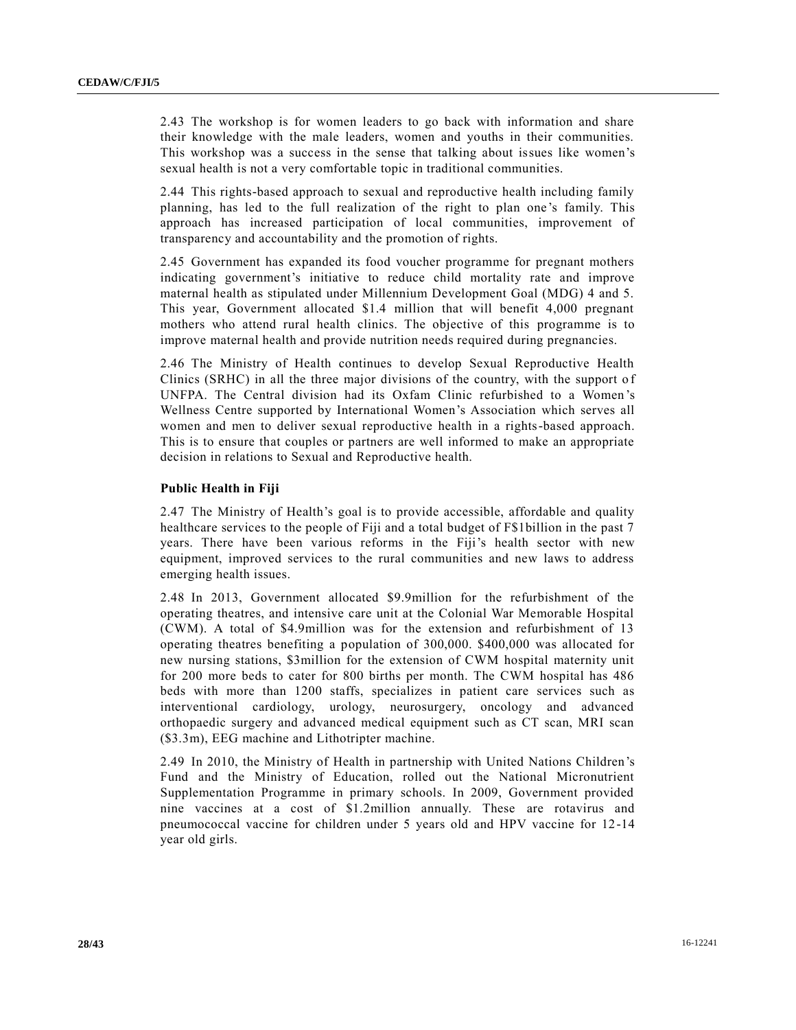2.43 The workshop is for women leaders to go back with information and share their knowledge with the male leaders, women and youths in their communities. This workshop was a success in the sense that talking about issues like women's sexual health is not a very comfortable topic in traditional communities.

2.44 This rights-based approach to sexual and reproductive health including family planning, has led to the full realization of the right to plan one's family. This approach has increased participation of local communities, improvement of transparency and accountability and the promotion of rights.

2.45 Government has expanded its food voucher programme for pregnant mothers indicating government's initiative to reduce child mortality rate and improve maternal health as stipulated under Millennium Development Goal (MDG) 4 and 5. This year, Government allocated $1.4 million that will benefit 4,000 pregnant mothers who attend rural health clinics. The objective of this programme is to improve maternal health and provide nutrition needs required during pregnancies.

2.46 The Ministry of Health continues to develop Sexual Reproductive Health Clinics (SRHC) in all the three major divisions of the country, with the support of UNFPA. The Central division had its Oxfam Clinic refurbished to a Women's Wellness Centre supported by International Women's Association which serves all women and men to deliver sexual reproductive health in a rights-based approach. This is to ensure that couples or partners are well informed to make an appropriate decision in relations to Sexual and Reproductive health.

**Public Health in Fiji**

2.47 The Ministry of Health's goal is to provide accessible, affordable and quality healthcare services to the people of Fiji and a total budget of F$1billion in the past 7 years. There have been various reforms in the Fiji's health sector with new equipment, improved services to the rural communities and new laws to address emerging health issues.

2.48 In 2013, Government allocated $9.9million for the refurbishment of the operating theatres, and intensive care unit at the Colonial War Memorable Hospital (CWM). A total of $4.9million was for the extension and refurbishment of 13 operating theatres benefiting a population of 300,000. $400,000 was allocated for new nursing stations, $3million for the extension of CWM hospital maternity unit for 200 more beds to cater for 800 births per month. The CWM hospital has 486 beds with more than 1200 staffs, specializes in patient care services such as interventional cardiology, urology, neurosurgery, oncology and advanced orthopaedic surgery and advanced medical equipment such as CT scan, MRI scan ($3.3m), EEG machine and Lithotripter machine.

2.49 In 2010, the Ministry of Health in partnership with United Nations Children's Fund and the Ministry of Education, rolled out the National Micronutrient Supplementation Programme in primary schools. In 2009, Government provided nine vaccines at a cost of $1.2million annually. These are rotavirus and pneumococcal vaccine for children under 5 years old and HPV vaccine for 12-14 year old girls.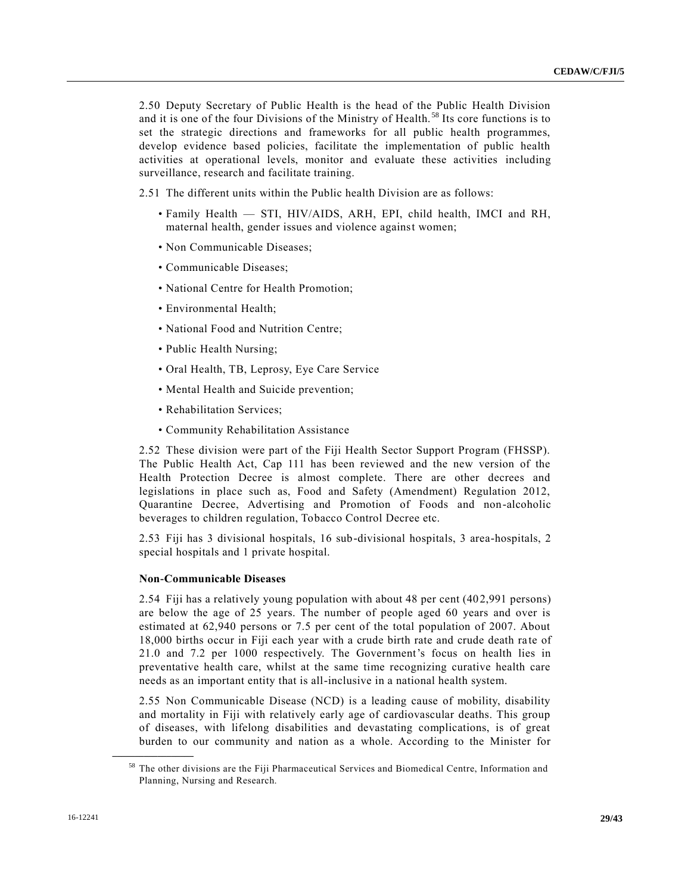2.50 Deputy Secretary of Public Health is the head of the Public Health Division and it is one of the four Divisions of the Ministry of Health.[58] Its core functions is to set the strategic directions and frameworks for all public health programmes, develop evidence based policies, facilitate the implementation of public health activities at operational levels, monitor and evaluate these activities including surveillance, research and facilitate training.

2.51 The different units within the Public health Division are as follows:

- Family Health — STI, HIV/AIDS, ARH, EPI, child health, IMCI and RH, maternal health, gender issues and violence against women;
- Non Communicable Diseases;
- Communicable Diseases;
- National Centre for Health Promotion;
- Environmental Health;
- National Food and Nutrition Centre;
- Public Health Nursing;
- Oral Health, TB, Leprosy, Eye Care Service
- Mental Health and Suicide prevention;
- Rehabilitation Services;
- Community Rehabilitation Assistance

2.52 These division were part of the Fiji Health Sector Support Program (FHSSP). The Public Health Act, Cap 111 has been reviewed and the new version of the Health Protection Decree is almost complete. There are other decrees and legislations in place such as, Food and Safety (Amendment) Regulation 2012, Quarantine Decree, Advertising and Promotion of Foods and non-alcoholic beverages to children regulation, Tobacco Control Decree etc.

2.53 Fiji has 3 divisional hospitals, 16 sub-divisional hospitals, 3 area-hospitals, 2 special hospitals and 1 private hospital.

**Non-Communicable Diseases**

2.54 Fiji has a relatively young population with about 48 per cent (402,991 persons) are below the age of 25 years. The number of people aged 60 years and over is estimated at 62,940 persons or 7.5 per cent of the total population of 2007. About 18,000 births occur in Fiji each year with a crude birth rate and crude death rate of 21.0 and 7.2 per 1000 respectively. The Government's focus on health lies in preventative health care, whilst at the same time recognizing curative health care needs as an important entity that is all-inclusive in a national health system.

2.55 Non Communicable Disease (NCD) is a leading cause of mobility, disability and mortality in Fiji with relatively early age of cardiovascular deaths. This group of diseases, with lifelong disabilities and devastating complications, is of great burden to our community and nation as a whole. According to the Minister for

[58] The other divisions are the Fiji Pharmaceutical Services and Biomedical Centre, Information and Planning, Nursing and Research.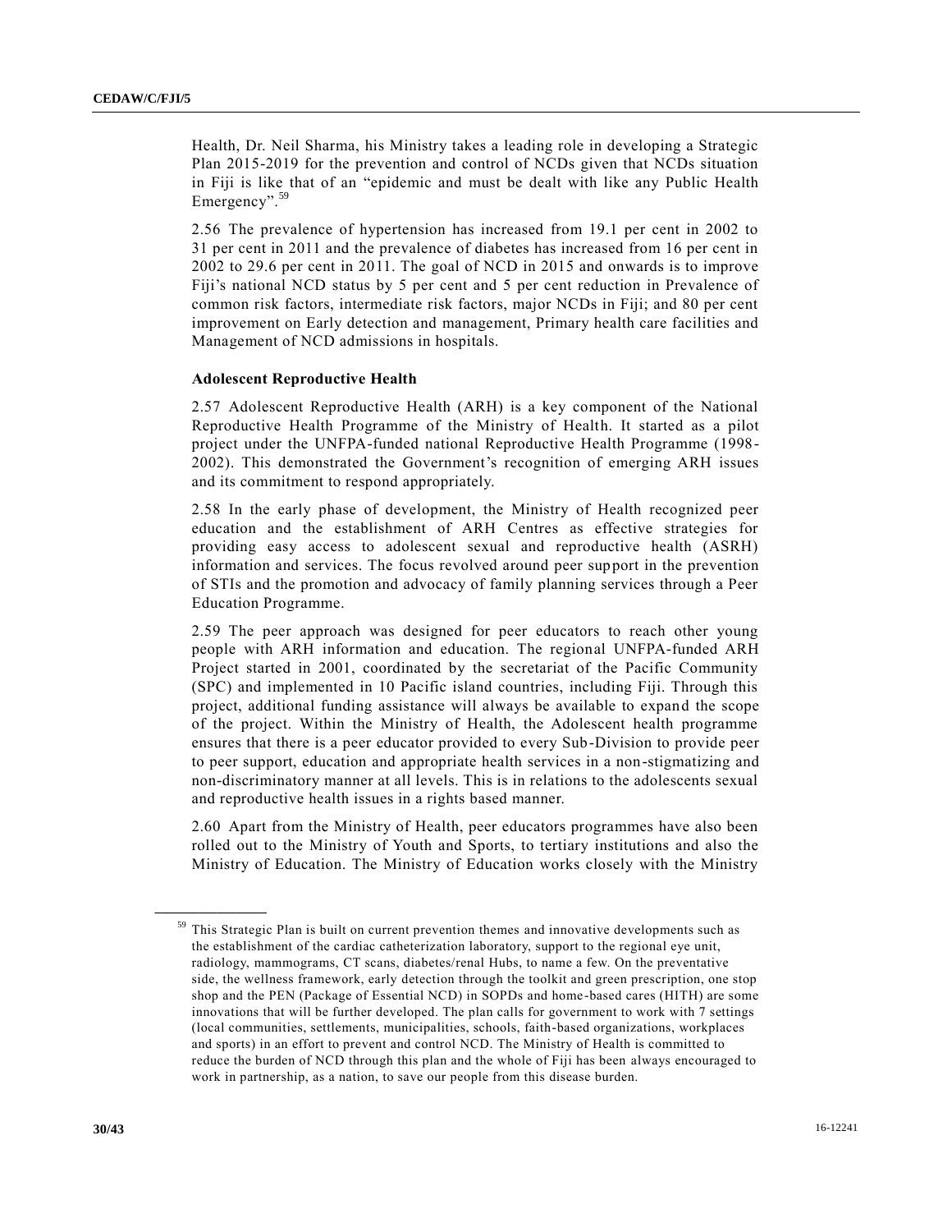Health, Dr. Neil Sharma, his Ministry takes a leading role in developing a Strategic Plan 2015-2019 for the prevention and control of NCDs given that NCDs situation in Fiji is like that of an "epidemic and must be dealt with like any Public Health Emergency".[59]

2.56 The prevalence of hypertension has increased from 19.1 per cent in 2002 to 31 per cent in 2011 and the prevalence of diabetes has increased from 16 per cent in 2002 to 29.6 per cent in 2011. The goal of NCD in 2015 and onwards is to improve Fiji's national NCD status by 5 per cent and 5 per cent reduction in Prevalence of common risk factors, intermediate risk factors, major NCDs in Fiji; and 80 per cent improvement on Early detection and management, Primary health care facilities and Management of NCD admissions in hospitals.

**Adolescent Reproductive Health**

2.57 Adolescent Reproductive Health (ARH) is a key component of the National Reproductive Health Programme of the Ministry of Health. It started as a pilot project under the UNFPA-funded national Reproductive Health Programme (1998-2002). This demonstrated the Government's recognition of emerging ARH issues and its commitment to respond appropriately.

2.58 In the early phase of development, the Ministry of Health recognized peer education and the establishment of ARH Centres as effective strategies for providing easy access to adolescent sexual and reproductive health (ASRH) information and services. The focus revolved around peer support in the prevention of STIs and the promotion and advocacy of family planning services through a Peer Education Programme.

2.59 The peer approach was designed for peer educators to reach other young people with ARH information and education. The regional UNFPA-funded ARH Project started in 2001, coordinated by the secretariat of the Pacific Community (SPC) and implemented in 10 Pacific island countries, including Fiji. Through this project, additional funding assistance will always be available to expand the scope of the project. Within the Ministry of Health, the Adolescent health programme ensures that there is a peer educator provided to every Sub-Division to provide peer to peer support, education and appropriate health services in a non-stigmatizing and non-discriminatory manner at all levels. This is in relations to the adolescents sexual and reproductive health issues in a rights based manner.

2.60 Apart from the Ministry of Health, peer educators programmes have also been rolled out to the Ministry of Youth and Sports, to tertiary institutions and also the Ministry of Education. The Ministry of Education works closely with the Ministry

---

[59] This Strategic Plan is built on current prevention themes and innovative developments such as the establishment of the cardiac catheterization laboratory, support to the regional eye unit, radiology, mammograms, CT scans, diabetes/renal Hubs, to name a few. On the preventative side, the wellness framework, early detection through the toolkit and green prescription, one stop shop and the PEN (Package of Essential NCD) in SOPDs and home-based cares (HITH) are some innovations that will be further developed. The plan calls for government to work with 7 settings (local communities, settlements, municipalities, schools, faith-based organizations, workplaces and sports) in an effort to prevent and control NCD. The Ministry of Health is committed to reduce the burden of NCD through this plan and the whole of Fiji has been always encouraged to work in partnership, as a nation, to save our people from this disease burden.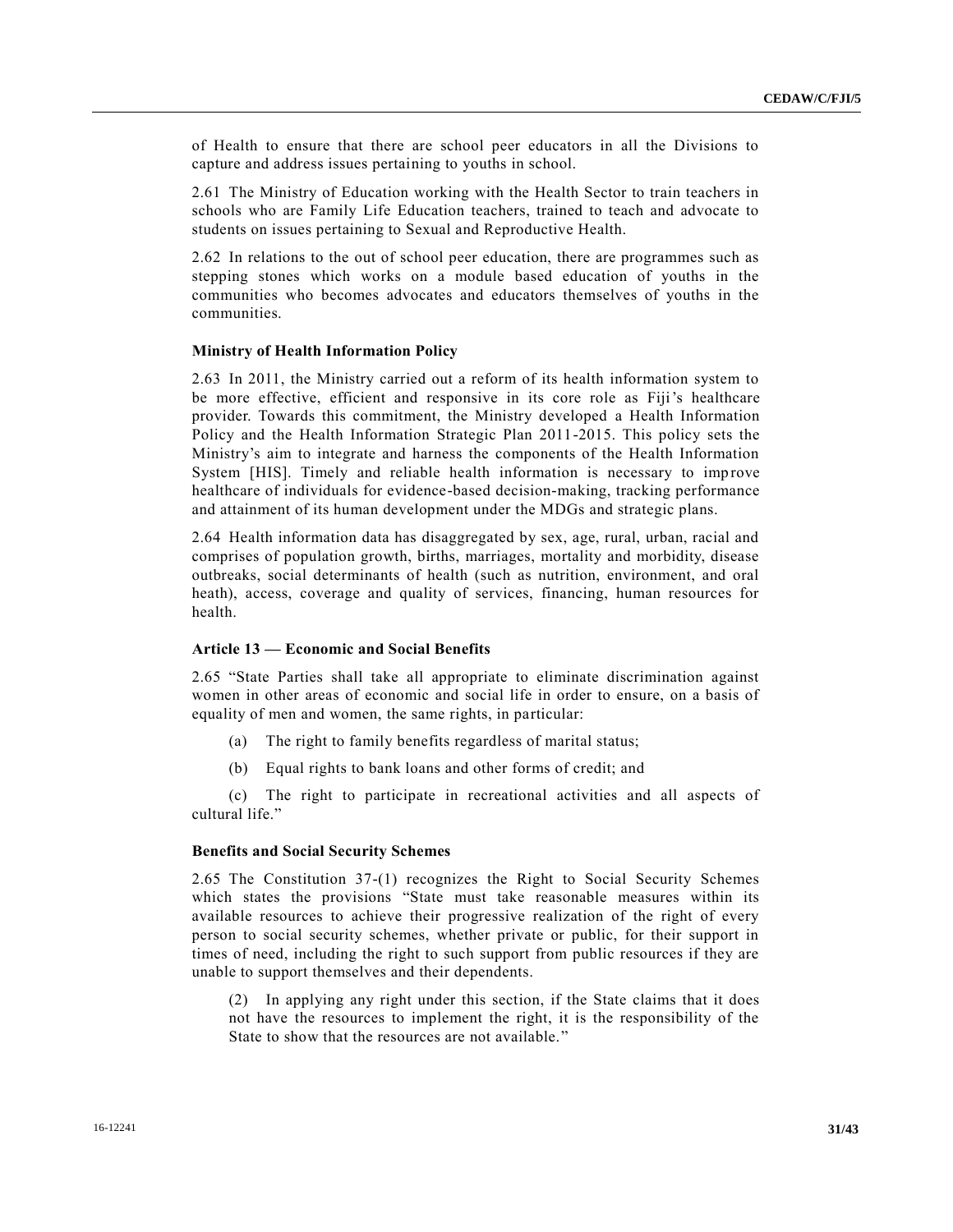of Health to ensure that there are school peer educators in all the Divisions to capture and address issues pertaining to youths in school.

2.61 The Ministry of Education working with the Health Sector to train teachers in schools who are Family Life Education teachers, trained to teach and advocate to students on issues pertaining to Sexual and Reproductive Health.

2.62 In relations to the out of school peer education, there are programmes such as stepping stones which works on a module based education of youths in the communities who becomes advocates and educators themselves of youths in the communities.

**Ministry of Health Information Policy**

2.63 In 2011, the Ministry carried out a reform of its health information system to be more effective, efficient and responsive in its core role as Fiji's healthcare provider. Towards this commitment, the Ministry developed a Health Information Policy and the Health Information Strategic Plan 2011-2015. This policy sets the Ministry's aim to integrate and harness the components of the Health Information System [HIS]. Timely and reliable health information is necessary to improve healthcare of individuals for evidence-based decision-making, tracking performance and attainment of its human development under the MDGs and strategic plans.

2.64 Health information data has disaggregated by sex, age, rural, urban, racial and comprises of population growth, births, marriages, mortality and morbidity, disease outbreaks, social determinants of health (such as nutrition, environment, and oral heath), access, coverage and quality of services, financing, human resources for health.

**Article 13 — Economic and Social Benefits**

2.65 "State Parties shall take all appropriate to eliminate discrimination against women in other areas of economic and social life in order to ensure, on a basis of equality of men and women, the same rights, in particular:

(a) The right to family benefits regardless of marital status;

(b) Equal rights to bank loans and other forms of credit; and

(c) The right to participate in recreational activities and all aspects of cultural life."

**Benefits and Social Security Schemes**

2.65 The Constitution 37-(1) recognizes the Right to Social Security Schemes which states the provisions "State must take reasonable measures within its available resources to achieve their progressive realization of the right of every person to social security schemes, whether private or public, for their support in times of need, including the right to such support from public resources if they are unable to support themselves and their dependents.

(2) In applying any right under this section, if the State claims that it does not have the resources to implement the right, it is the responsibility of the State to show that the resources are not available."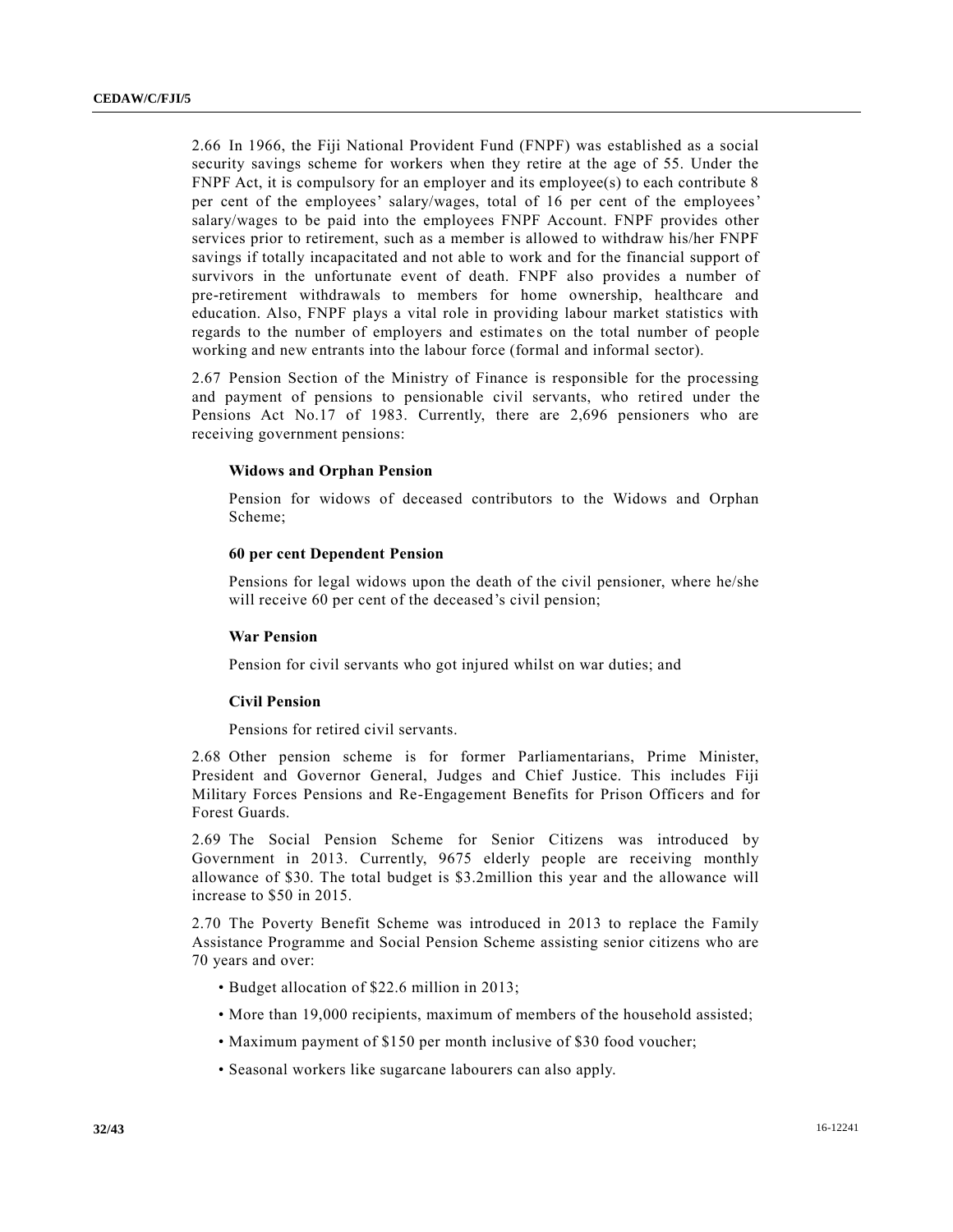2.66 In 1966, the Fiji National Provident Fund (FNPF) was established as a social security savings scheme for workers when they retire at the age of 55. Under the FNPF Act, it is compulsory for an employer and its employee(s) to each contribute 8 per cent of the employees' salary/wages, total of 16 per cent of the employees' salary/wages to be paid into the employees FNPF Account. FNPF provides other services prior to retirement, such as a member is allowed to withdraw his/her FNPF savings if totally incapacitated and not able to work and for the financial support of survivors in the unfortunate event of death. FNPF also provides a number of pre-retirement withdrawals to members for home ownership, healthcare and education. Also, FNPF plays a vital role in providing labour market statistics with regards to the number of employers and estimates on the total number of people working and new entrants into the labour force (formal and informal sector).

2.67 Pension Section of the Ministry of Finance is responsible for the processing and payment of pensions to pensionable civil servants, who retired under the Pensions Act No.17 of 1983. Currently, there are 2,696 pensioners who are receiving government pensions:

**Widows and Orphan Pension**

Pension for widows of deceased contributors to the Widows and Orphan Scheme;

**60 per cent Dependent Pension**

Pensions for legal widows upon the death of the civil pensioner, where he/she will receive 60 per cent of the deceased's civil pension;

**War Pension**

Pension for civil servants who got injured whilst on war duties; and

**Civil Pension**

Pensions for retired civil servants.

2.68 Other pension scheme is for former Parliamentarians, Prime Minister, President and Governor General, Judges and Chief Justice. This includes Fiji Military Forces Pensions and Re-Engagement Benefits for Prison Officers and for Forest Guards.

2.69 The Social Pension Scheme for Senior Citizens was introduced by Government in 2013. Currently, 9675 elderly people are receiving monthly allowance of $30. The total budget is $3.2million this year and the allowance will increase to $50 in 2015.

2.70 The Poverty Benefit Scheme was introduced in 2013 to replace the Family Assistance Programme and Social Pension Scheme assisting senior citizens who are 70 years and over:

- Budget allocation of $22.6 million in 2013;
- More than 19,000 recipients, maximum of members of the household assisted;
- Maximum payment of $150 per month inclusive of $30 food voucher;
- Seasonal workers like sugarcane labourers can also apply.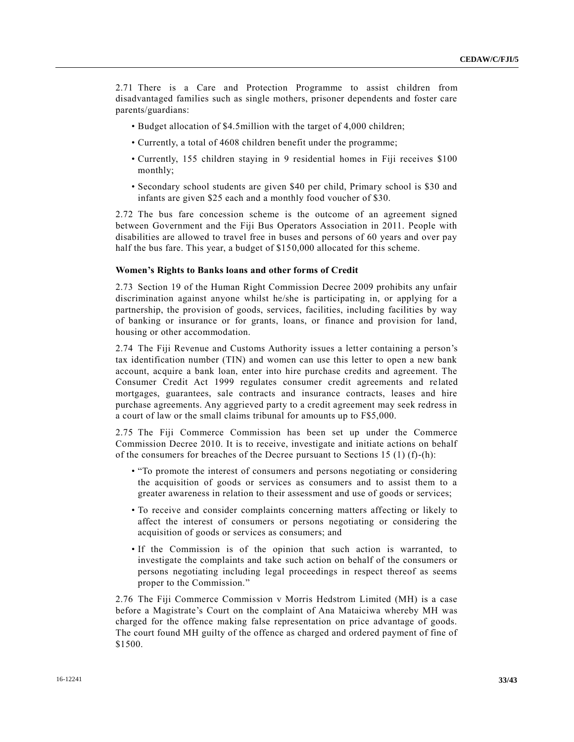2.71 There is a Care and Protection Programme to assist children from disadvantaged families such as single mothers, prisoner dependents and foster care parents/guardians:

- Budget allocation of $4.5million with the target of 4,000 children;
- Currently, a total of 4608 children benefit under the programme;
- Currently, 155 children staying in 9 residential homes in Fiji receives $100 monthly;
- Secondary school students are given $40 per child, Primary school is $30 and infants are given $25 each and a monthly food voucher of $30.

2.72 The bus fare concession scheme is the outcome of an agreement signed between Government and the Fiji Bus Operators Association in 2011. People with disabilities are allowed to travel free in buses and persons of 60 years and over pay half the bus fare. This year, a budget of $150,000 allocated for this scheme.

**Women's Rights to Banks loans and other forms of Credit**

2.73 Section 19 of the Human Right Commission Decree 2009 prohibits any unfair discrimination against anyone whilst he/she is participating in, or applying for a partnership, the provision of goods, services, facilities, including facilities by way of banking or insurance or for grants, loans, or finance and provision for land, housing or other accommodation.

2.74 The Fiji Revenue and Customs Authority issues a letter containing a person's tax identification number (TIN) and women can use this letter to open a new bank account, acquire a bank loan, enter into hire purchase credits and agreement. The Consumer Credit Act 1999 regulates consumer credit agreements and related mortgages, guarantees, sale contracts and insurance contracts, leases and hire purchase agreements. Any aggrieved party to a credit agreement may seek redress in a court of law or the small claims tribunal for amounts up to F$5,000.

2.75 The Fiji Commerce Commission has been set up under the Commerce Commission Decree 2010. It is to receive, investigate and initiate actions on behalf of the consumers for breaches of the Decree pursuant to Sections 15 (1) (f)-(h):

- "To promote the interest of consumers and persons negotiating or considering the acquisition of goods or services as consumers and to assist them to a greater awareness in relation to their assessment and use of goods or services;
- To receive and consider complaints concerning matters affecting or likely to affect the interest of consumers or persons negotiating or considering the acquisition of goods or services as consumers; and
- If the Commission is of the opinion that such action is warranted, to investigate the complaints and take such action on behalf of the consumers or persons negotiating including legal proceedings in respect thereof as seems proper to the Commission."

2.76 The Fiji Commerce Commission v Morris Hedstrom Limited (MH) is a case before a Magistrate's Court on the complaint of Ana Mataiciwa whereby MH was charged for the offence making false representation on price advantage of goods. The court found MH guilty of the offence as charged and ordered payment of fine of $1500.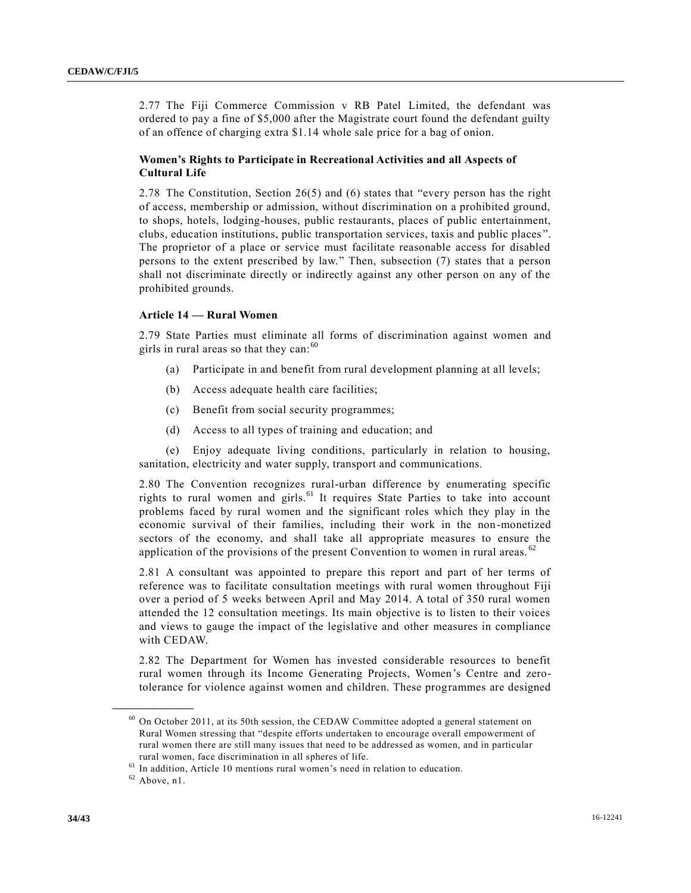2.77 The Fiji Commerce Commission v RB Patel Limited, the defendant was ordered to pay a fine of $5,000 after the Magistrate court found the defendant guilty of an offence of charging extra $1.14 whole sale price for a bag of onion.

**Women's Rights to Participate in Recreational Activities and all Aspects of Cultural Life**

2.78 The Constitution, Section 26(5) and (6) states that "every person has the right of access, membership or admission, without discrimination on a prohibited ground, to shops, hotels, lodging-houses, public restaurants, places of public entertainment, clubs, education institutions, public transportation services, taxis and public places". The proprietor of a place or service must facilitate reasonable access for disabled persons to the extent prescribed by law." Then, subsection (7) states that a person shall not discriminate directly or indirectly against any other person on any of the prohibited grounds.

**Article 14 — Rural Women**

2.79 State Parties must eliminate all forms of discrimination against women and girls in rural areas so that they can:[60]

(a) Participate in and benefit from rural development planning at all levels;

(b) Access adequate health care facilities;

(c) Benefit from social security programmes;

(d) Access to all types of training and education; and

(e) Enjoy adequate living conditions, particularly in relation to housing, sanitation, electricity and water supply, transport and communications.

2.80 The Convention recognizes rural-urban difference by enumerating specific rights to rural women and girls.[61] It requires State Parties to take into account problems faced by rural women and the significant roles which they play in the economic survival of their families, including their work in the non-monetized sectors of the economy, and shall take all appropriate measures to ensure the application of the provisions of the present Convention to women in rural areas.[62]

2.81 A consultant was appointed to prepare this report and part of her terms of reference was to facilitate consultation meetings with rural women throughout Fiji over a period of 5 weeks between April and May 2014. A total of 350 rural women attended the 12 consultation meetings. Its main objective is to listen to their voices and views to gauge the impact of the legislative and other measures in compliance with CEDAW.

2.82 The Department for Women has invested considerable resources to benefit rural women through its Income Generating Projects, Women's Centre and zero-tolerance for violence against women and children. These programmes are designed

---

[60] On October 2011, at its 50th session, the CEDAW Committee adopted a general statement on Rural Women stressing that "despite efforts undertaken to encourage overall empowerment of rural women there are still many issues that need to be addressed as women, and in particular rural women, face discrimination in all spheres of life.

[61] In addition, Article 10 mentions rural women's need in relation to education.

[62] Above, n1.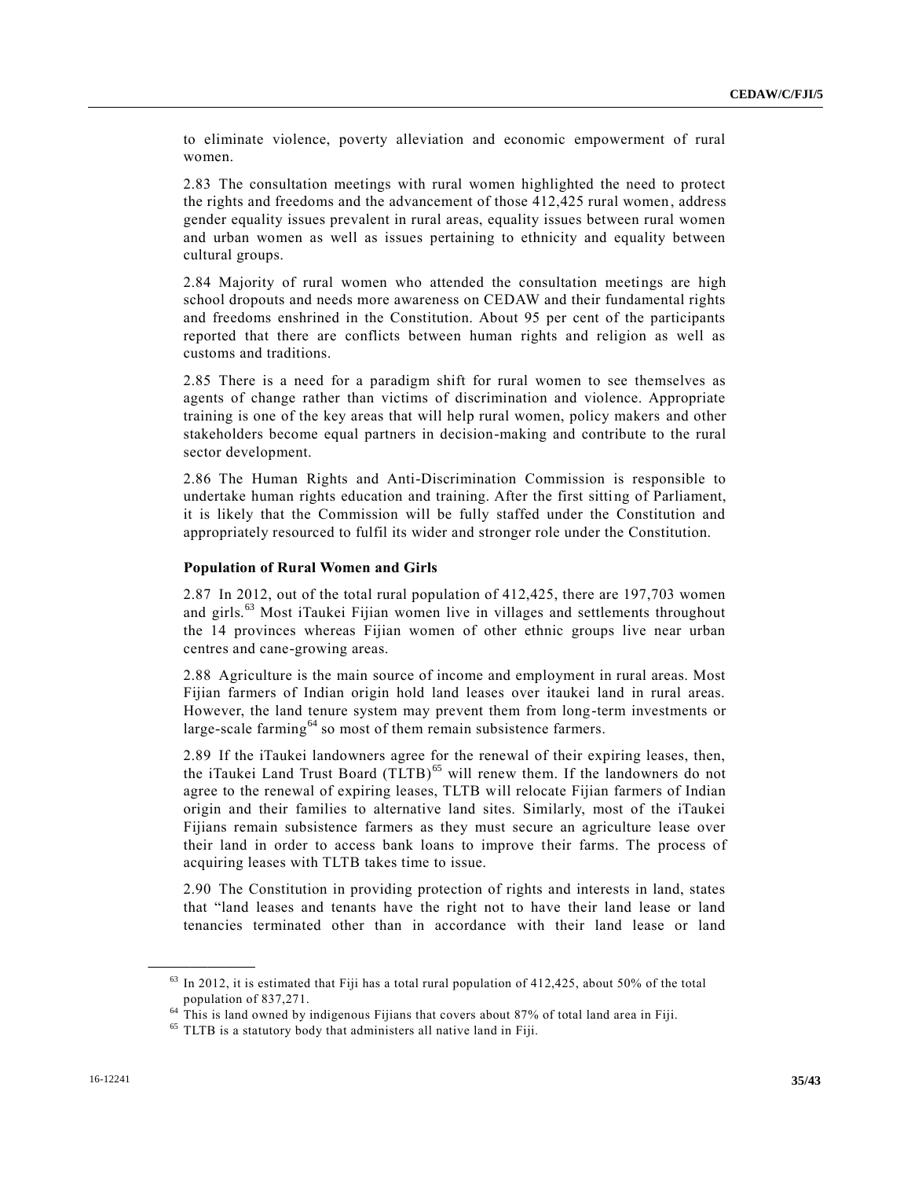to eliminate violence, poverty alleviation and economic empowerment of rural women.

2.83 The consultation meetings with rural women highlighted the need to protect the rights and freedoms and the advancement of those 412,425 rural women, address gender equality issues prevalent in rural areas, equality issues between rural women and urban women as well as issues pertaining to ethnicity and equality between cultural groups.

2.84 Majority of rural women who attended the consultation meetings are high school dropouts and needs more awareness on CEDAW and their fundamental rights and freedoms enshrined in the Constitution. About 95 per cent of the participants reported that there are conflicts between human rights and religion as well as customs and traditions.

2.85 There is a need for a paradigm shift for rural women to see themselves as agents of change rather than victims of discrimination and violence. Appropriate training is one of the key areas that will help rural women, policy makers and other stakeholders become equal partners in decision-making and contribute to the rural sector development.

2.86 The Human Rights and Anti-Discrimination Commission is responsible to undertake human rights education and training. After the first sitting of Parliament, it is likely that the Commission will be fully staffed under the Constitution and appropriately resourced to fulfil its wider and stronger role under the Constitution.

**Population of Rural Women and Girls**

2.87 In 2012, out of the total rural population of 412,425, there are 197,703 women and girls.[63] Most iTaukei Fijian women live in villages and settlements throughout the 14 provinces whereas Fijian women of other ethnic groups live near urban centres and cane-growing areas.

2.88 Agriculture is the main source of income and employment in rural areas. Most Fijian farmers of Indian origin hold land leases over itaukei land in rural areas. However, the land tenure system may prevent them from long-term investments or large-scale farming[64] so most of them remain subsistence farmers.

2.89 If the iTaukei landowners agree for the renewal of their expiring leases, then, the iTaukei Land Trust Board (TLTB)[65] will renew them. If the landowners do not agree to the renewal of expiring leases, TLTB will relocate Fijian farmers of Indian origin and their families to alternative land sites. Similarly, most of the iTaukei Fijians remain subsistence farmers as they must secure an agriculture lease over their land in order to access bank loans to improve their farms. The process of acquiring leases with TLTB takes time to issue.

2.90 The Constitution in providing protection of rights and interests in land, states that "land leases and tenants have the right not to have their land lease or land tenancies terminated other than in accordance with their land lease or land

[63] In 2012, it is estimated that Fiji has a total rural population of 412,425, about 50% of the total population of 837,271.

[64] This is land owned by indigenous Fijians that covers about 87% of total land area in Fiji.

[65] TLTB is a statutory body that administers all native land in Fiji.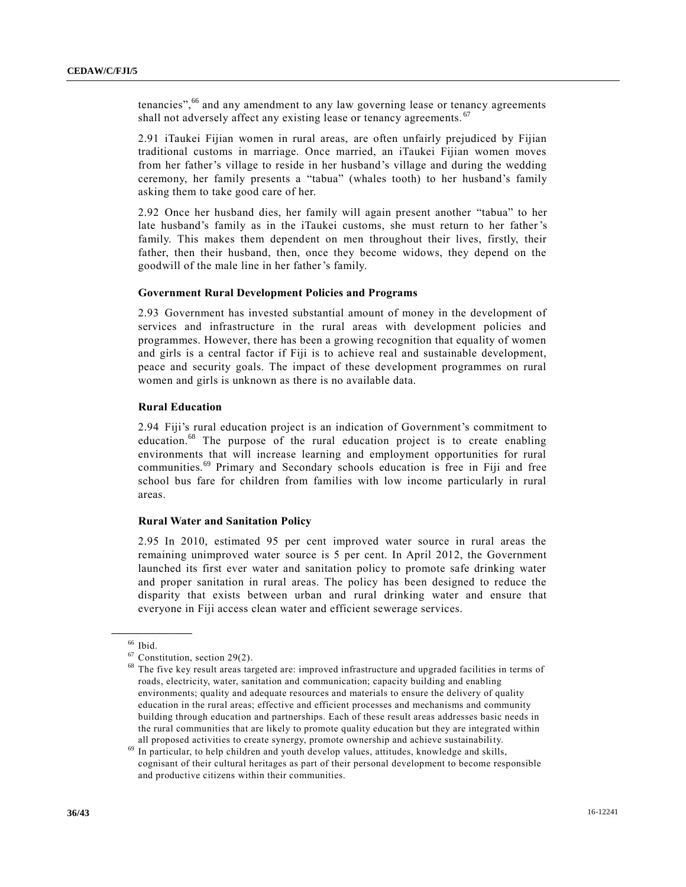tenancies",[66] and any amendment to any law governing lease or tenancy agreements shall not adversely affect any existing lease or tenancy agreements.[67]

2.91 iTaukei Fijian women in rural areas, are often unfairly prejudiced by Fijian traditional customs in marriage. Once married, an iTaukei Fijian women moves from her father's village to reside in her husband's village and during the wedding ceremony, her family presents a "tabua" (whales tooth) to her husband's family asking them to take good care of her.

2.92 Once her husband dies, her family will again present another "tabua" to her late husband's family as in the iTaukei customs, she must return to her father's family. This makes them dependent on men throughout their lives, firstly, their father, then their husband, then, once they become widows, they depend on the goodwill of the male line in her father's family.

**Government Rural Development Policies and Programs**

2.93 Government has invested substantial amount of money in the development of services and infrastructure in the rural areas with development policies and programmes. However, there has been a growing recognition that equality of women and girls is a central factor if Fiji is to achieve real and sustainable development, peace and security goals. The impact of these development programmes on rural women and girls is unknown as there is no available data.

**Rural Education**

2.94 Fiji's rural education project is an indication of Government's commitment to education.[68] The purpose of the rural education project is to create enabling environments that will increase learning and employment opportunities for rural communities.[69] Primary and Secondary schools education is free in Fiji and free school bus fare for children from families with low income particularly in rural areas.

**Rural Water and Sanitation Policy**

2.95 In 2010, estimated 95 per cent improved water source in rural areas the remaining unimproved water source is 5 per cent. In April 2012, the Government launched its first ever water and sanitation policy to promote safe drinking water and proper sanitation in rural areas. The policy has been designed to reduce the disparity that exists between urban and rural drinking water and ensure that everyone in Fiji access clean water and efficient sewerage services.

---

[66] Ibid.

[67] Constitution, section 29(2).

[68] The five key result areas targeted are: improved infrastructure and upgraded facilities in terms of roads, electricity, water, sanitation and communication; capacity building and enabling environments; quality and adequate resources and materials to ensure the delivery of quality education in the rural areas; effective and efficient processes and mechanisms and community building through education and partnerships. Each of these result areas addresses basic needs in the rural communities that are likely to promote quality education but they are integrated within all proposed activities to create synergy, promote ownership and achieve sustainability.

[69] In particular, to help children and youth develop values, attitudes, knowledge and skills, cognisant of their cultural heritages as part of their personal development to become responsible and productive citizens within their communities.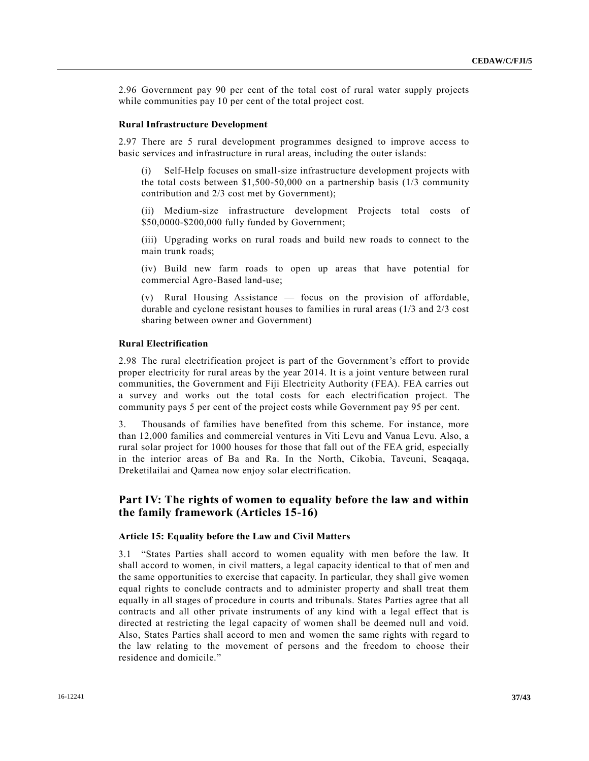2.96 Government pay 90 per cent of the total cost of rural water supply projects while communities pay 10 per cent of the total project cost.

**Rural Infrastructure Development**

2.97 There are 5 rural development programmes designed to improve access to basic services and infrastructure in rural areas, including the outer islands:

(i) Self-Help focuses on small-size infrastructure development projects with the total costs between $1,500-50,000 on a partnership basis (1/3 community contribution and 2/3 cost met by Government);

(ii) Medium-size infrastructure development Projects total costs of $50,0000-$200,000 fully funded by Government;

(iii) Upgrading works on rural roads and build new roads to connect to the main trunk roads;

(iv) Build new farm roads to open up areas that have potential for commercial Agro-Based land-use;

(v) Rural Housing Assistance — focus on the provision of affordable, durable and cyclone resistant houses to families in rural areas (1/3 and 2/3 cost sharing between owner and Government)

**Rural Electrification**

2.98 The rural electrification project is part of the Government's effort to provide proper electricity for rural areas by the year 2014. It is a joint venture between rural communities, the Government and Fiji Electricity Authority (FEA). FEA carries out a survey and works out the total costs for each electrification project. The community pays 5 per cent of the project costs while Government pay 95 per cent.

3. Thousands of families have benefited from this scheme. For instance, more than 12,000 families and commercial ventures in Viti Levu and Vanua Levu. Also, a rural solar project for 1000 houses for those that fall out of the FEA grid, especially in the interior areas of Ba and Ra. In the North, Cikobia, Taveuni, Seaqaqa, Dreketilailai and Qamea now enjoy solar electrification.

## Part IV: The rights of women to equality before the law and within the family framework (Articles 15-16)

**Article 15: Equality before the Law and Civil Matters**

3.1 "States Parties shall accord to women equality with men before the law. It shall accord to women, in civil matters, a legal capacity identical to that of men and the same opportunities to exercise that capacity. In particular, they shall give women equal rights to conclude contracts and to administer property and shall treat them equally in all stages of procedure in courts and tribunals. States Parties agree that all contracts and all other private instruments of any kind with a legal effect that is directed at restricting the legal capacity of women shall be deemed null and void. Also, States Parties shall accord to men and women the same rights with regard to the law relating to the movement of persons and the freedom to choose their residence and domicile."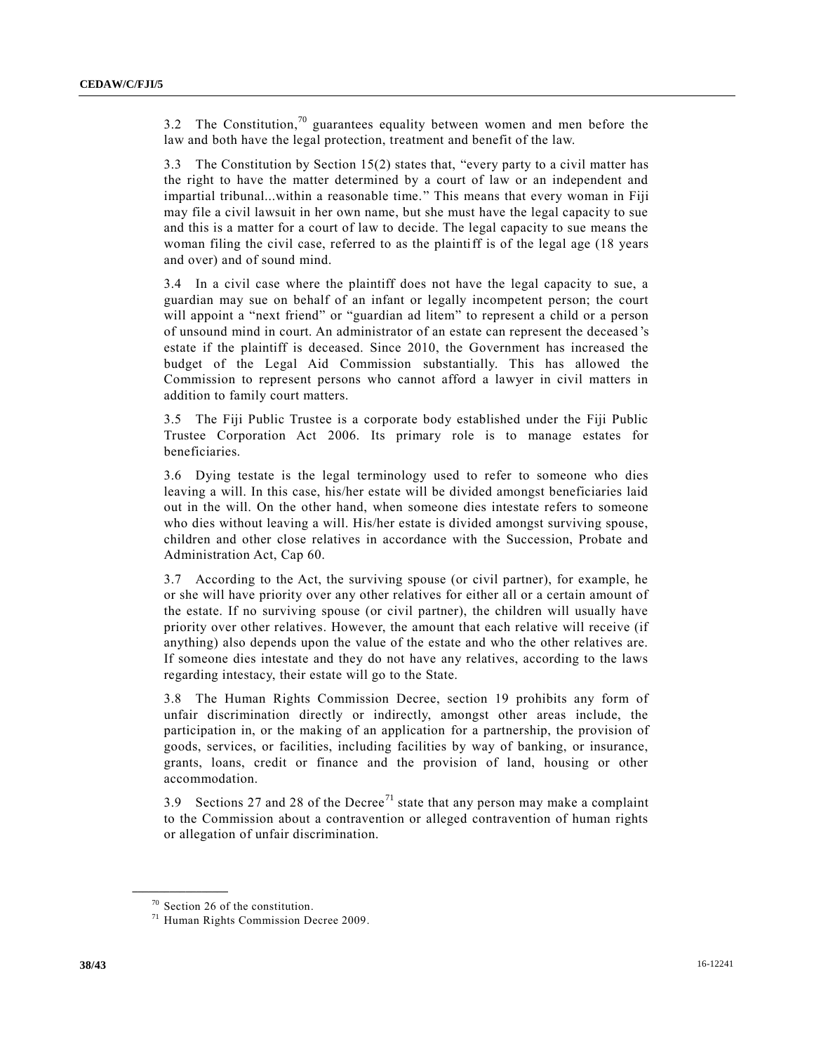3.2 The Constitution,[70] guarantees equality between women and men before the law and both have the legal protection, treatment and benefit of the law.

3.3 The Constitution by Section 15(2) states that, "every party to a civil matter has the right to have the matter determined by a court of law or an independent and impartial tribunal...within a reasonable time." This means that every woman in Fiji may file a civil lawsuit in her own name, but she must have the legal capacity to sue and this is a matter for a court of law to decide. The legal capacity to sue means the woman filing the civil case, referred to as the plaintiff is of the legal age (18 years and over) and of sound mind.

3.4 In a civil case where the plaintiff does not have the legal capacity to sue, a guardian may sue on behalf of an infant or legally incompetent person; the court will appoint a "next friend" or "guardian ad litem" to represent a child or a person of unsound mind in court. An administrator of an estate can represent the deceased's estate if the plaintiff is deceased. Since 2010, the Government has increased the budget of the Legal Aid Commission substantially. This has allowed the Commission to represent persons who cannot afford a lawyer in civil matters in addition to family court matters.

3.5 The Fiji Public Trustee is a corporate body established under the Fiji Public Trustee Corporation Act 2006. Its primary role is to manage estates for beneficiaries.

3.6 Dying testate is the legal terminology used to refer to someone who dies leaving a will. In this case, his/her estate will be divided amongst beneficiaries laid out in the will. On the other hand, when someone dies intestate refers to someone who dies without leaving a will. His/her estate is divided amongst surviving spouse, children and other close relatives in accordance with the Succession, Probate and Administration Act, Cap 60.

3.7 According to the Act, the surviving spouse (or civil partner), for example, he or she will have priority over any other relatives for either all or a certain amount of the estate. If no surviving spouse (or civil partner), the children will usually have priority over other relatives. However, the amount that each relative will receive (if anything) also depends upon the value of the estate and who the other relatives are. If someone dies intestate and they do not have any relatives, according to the laws regarding intestacy, their estate will go to the State.

3.8 The Human Rights Commission Decree, section 19 prohibits any form of unfair discrimination directly or indirectly, amongst other areas include, the participation in, or the making of an application for a partnership, the provision of goods, services, or facilities, including facilities by way of banking, or insurance, grants, loans, credit or finance and the provision of land, housing or other accommodation.

3.9 Sections 27 and 28 of the Decree[71] state that any person may make a complaint to the Commission about a contravention or alleged contravention of human rights or allegation of unfair discrimination.

---

[70] Section 26 of the constitution.

[71] Human Rights Commission Decree 2009.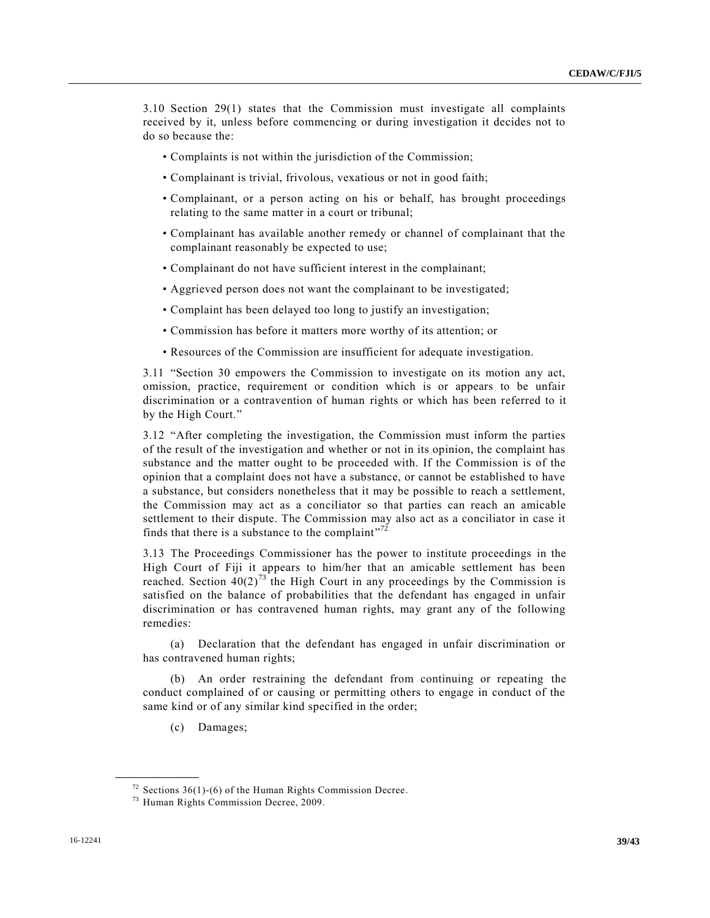3.10 Section 29(1) states that the Commission must investigate all complaints received by it, unless before commencing or during investigation it decides not to do so because the:

- Complaints is not within the jurisdiction of the Commission;
- Complainant is trivial, frivolous, vexatious or not in good faith;
- Complainant, or a person acting on his or behalf, has brought proceedings relating to the same matter in a court or tribunal;
- Complainant has available another remedy or channel of complainant that the complainant reasonably be expected to use;
- Complainant do not have sufficient interest in the complainant;
- Aggrieved person does not want the complainant to be investigated;
- Complaint has been delayed too long to justify an investigation;
- Commission has before it matters more worthy of its attention; or
- Resources of the Commission are insufficient for adequate investigation.

3.11 "Section 30 empowers the Commission to investigate on its motion any act, omission, practice, requirement or condition which is or appears to be unfair discrimination or a contravention of human rights or which has been referred to it by the High Court."

3.12 "After completing the investigation, the Commission must inform the parties of the result of the investigation and whether or not in its opinion, the complaint has substance and the matter ought to be proceeded with. If the Commission is of the opinion that a complaint does not have a substance, or cannot be established to have a substance, but considers nonetheless that it may be possible to reach a settlement, the Commission may act as a conciliator so that parties can reach an amicable settlement to their dispute. The Commission may also act as a conciliator in case it finds that there is a substance to the complaint"[72]

3.13 The Proceedings Commissioner has the power to institute proceedings in the High Court of Fiji it appears to him/her that an amicable settlement has been reached. Section 40(2)[73] the High Court in any proceedings by the Commission is satisfied on the balance of probabilities that the defendant has engaged in unfair discrimination or has contravened human rights, may grant any of the following remedies:

(a) Declaration that the defendant has engaged in unfair discrimination or has contravened human rights;

(b) An order restraining the defendant from continuing or repeating the conduct complained of or causing or permitting others to engage in conduct of the same kind or of any similar kind specified in the order;

(c) Damages;

---

[72] Sections 36(1)-(6) of the Human Rights Commission Decree.

[73] Human Rights Commission Decree, 2009.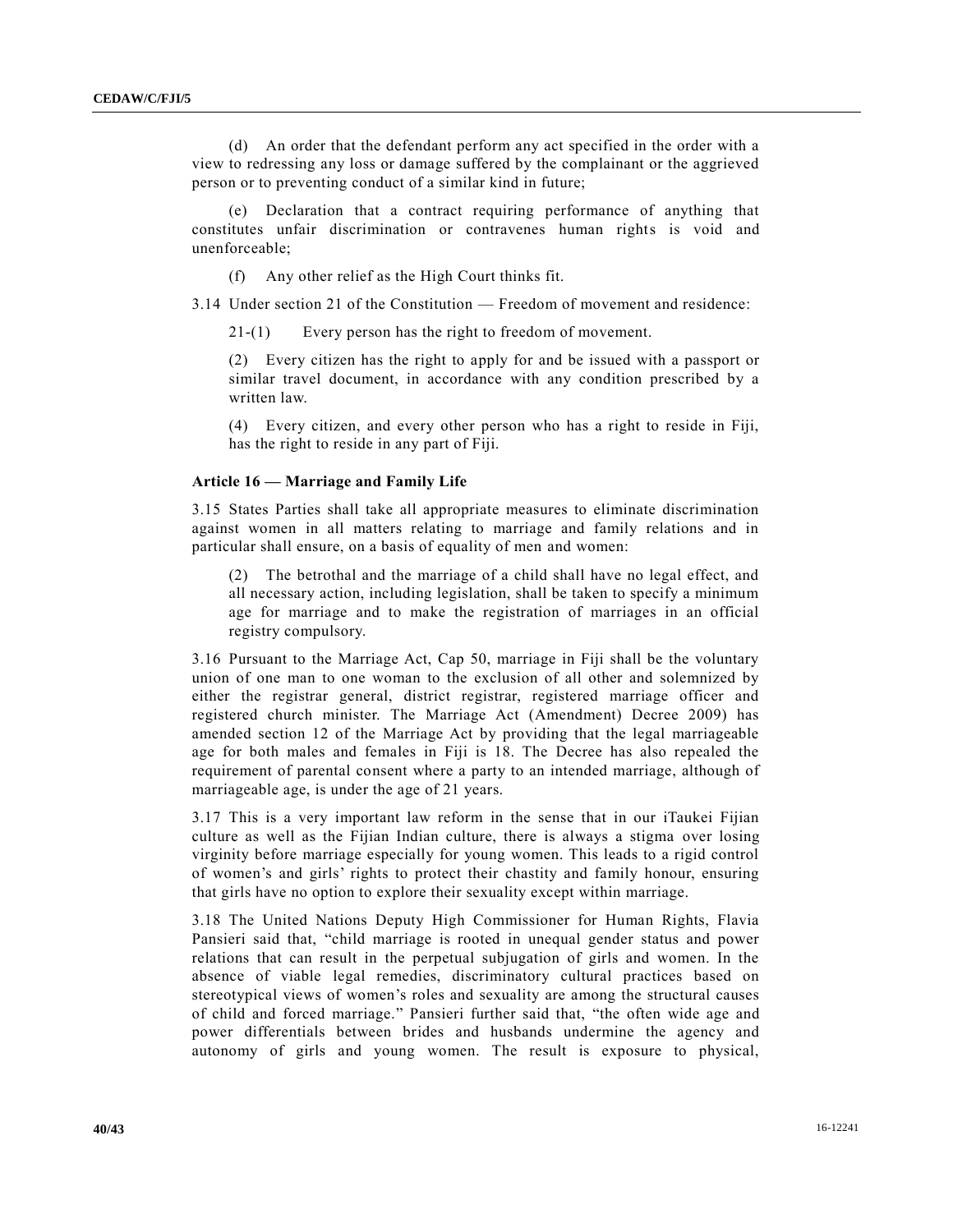(d) An order that the defendant perform any act specified in the order with a view to redressing any loss or damage suffered by the complainant or the aggrieved person or to preventing conduct of a similar kind in future;

(e) Declaration that a contract requiring performance of anything that constitutes unfair discrimination or contravenes human rights is void and unenforceable;

(f) Any other relief as the High Court thinks fit.

3.14 Under section 21 of the Constitution — Freedom of movement and residence:

> 21-(1) Every person has the right to freedom of movement.
>
> (2) Every citizen has the right to apply for and be issued with a passport or similar travel document, in accordance with any condition prescribed by a written law.
>
> (4) Every citizen, and every other person who has a right to reside in Fiji, has the right to reside in any part of Fiji.

**Article 16 — Marriage and Family Life**

3.15 States Parties shall take all appropriate measures to eliminate discrimination against women in all matters relating to marriage and family relations and in particular shall ensure, on a basis of equality of men and women:

> (2) The betrothal and the marriage of a child shall have no legal effect, and all necessary action, including legislation, shall be taken to specify a minimum age for marriage and to make the registration of marriages in an official registry compulsory.

3.16 Pursuant to the Marriage Act, Cap 50, marriage in Fiji shall be the voluntary union of one man to one woman to the exclusion of all other and solemnized by either the registrar general, district registrar, registered marriage officer and registered church minister. The Marriage Act (Amendment) Decree 2009) has amended section 12 of the Marriage Act by providing that the legal marriageable age for both males and females in Fiji is 18. The Decree has also repealed the requirement of parental consent where a party to an intended marriage, although of marriageable age, is under the age of 21 years.

3.17 This is a very important law reform in the sense that in our iTaukei Fijian culture as well as the Fijian Indian culture, there is always a stigma over losing virginity before marriage especially for young women. This leads to a rigid control of women's and girls' rights to protect their chastity and family honour, ensuring that girls have no option to explore their sexuality except within marriage.

3.18 The United Nations Deputy High Commissioner for Human Rights, Flavia Pansieri said that, "child marriage is rooted in unequal gender status and power relations that can result in the perpetual subjugation of girls and women. In the absence of viable legal remedies, discriminatory cultural practices based on stereotypical views of women's roles and sexuality are among the structural causes of child and forced marriage." Pansieri further said that, "the often wide age and power differentials between brides and husbands undermine the agency and autonomy of girls and young women. The result is exposure to physical,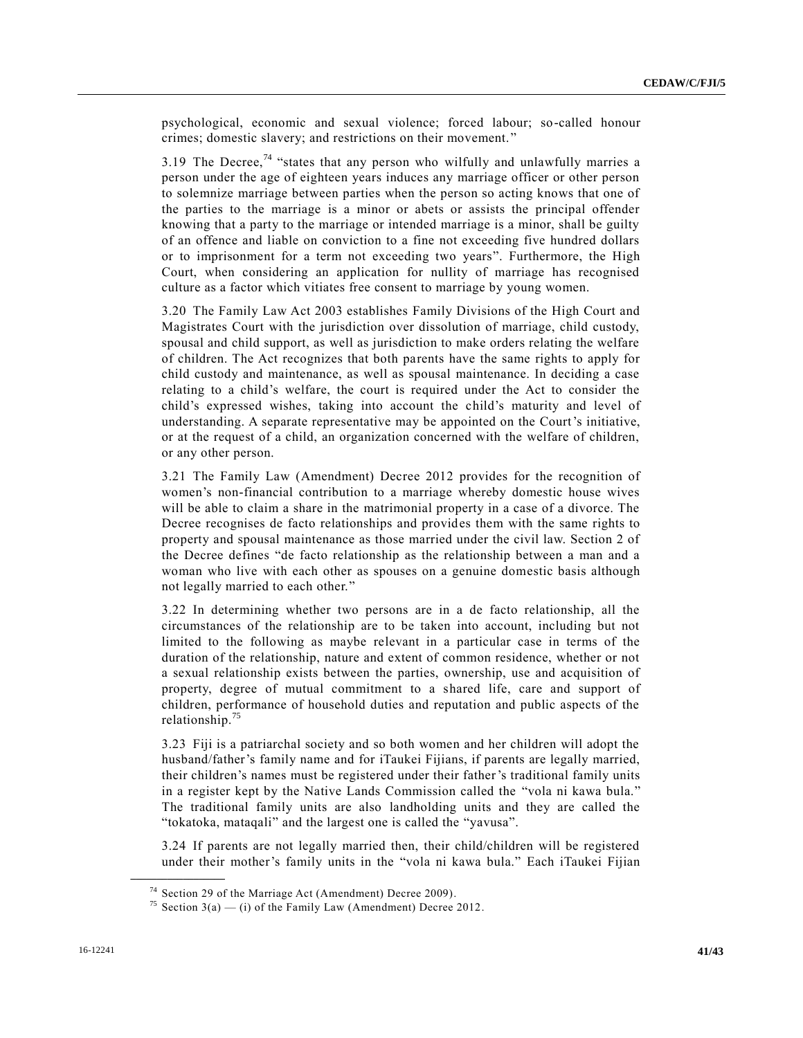psychological, economic and sexual violence; forced labour; so-called honour crimes; domestic slavery; and restrictions on their movement."

3.19 The Decree,[74] "states that any person who wilfully and unlawfully marries a person under the age of eighteen years induces any marriage officer or other person to solemnize marriage between parties when the person so acting knows that one of the parties to the marriage is a minor or abets or assists the principal offender knowing that a party to the marriage or intended marriage is a minor, shall be guilty of an offence and liable on conviction to a fine not exceeding five hundred dollars or to imprisonment for a term not exceeding two years". Furthermore, the High Court, when considering an application for nullity of marriage has recognised culture as a factor which vitiates free consent to marriage by young women.

3.20 The Family Law Act 2003 establishes Family Divisions of the High Court and Magistrates Court with the jurisdiction over dissolution of marriage, child custody, spousal and child support, as well as jurisdiction to make orders relating the welfare of children. The Act recognizes that both parents have the same rights to apply for child custody and maintenance, as well as spousal maintenance. In deciding a case relating to a child's welfare, the court is required under the Act to consider the child's expressed wishes, taking into account the child's maturity and level of understanding. A separate representative may be appointed on the Court's initiative, or at the request of a child, an organization concerned with the welfare of children, or any other person.

3.21 The Family Law (Amendment) Decree 2012 provides for the recognition of women's non-financial contribution to a marriage whereby domestic house wives will be able to claim a share in the matrimonial property in a case of a divorce. The Decree recognises de facto relationships and provides them with the same rights to property and spousal maintenance as those married under the civil law. Section 2 of the Decree defines "de facto relationship as the relationship between a man and a woman who live with each other as spouses on a genuine domestic basis although not legally married to each other."

3.22 In determining whether two persons are in a de facto relationship, all the circumstances of the relationship are to be taken into account, including but not limited to the following as maybe relevant in a particular case in terms of the duration of the relationship, nature and extent of common residence, whether or not a sexual relationship exists between the parties, ownership, use and acquisition of property, degree of mutual commitment to a shared life, care and support of children, performance of household duties and reputation and public aspects of the relationship.[75]

3.23 Fiji is a patriarchal society and so both women and her children will adopt the husband/father's family name and for iTaukei Fijians, if parents are legally married, their children's names must be registered under their father's traditional family units in a register kept by the Native Lands Commission called the "vola ni kawa bula." The traditional family units are also landholding units and they are called the "tokatoka, mataqali" and the largest one is called the "yavusa".

3.24 If parents are not legally married then, their child/children will be registered under their mother's family units in the "vola ni kawa bula." Each iTaukei Fijian

---

[74] Section 29 of the Marriage Act (Amendment) Decree 2009).

[75] Section 3(a) — (i) of the Family Law (Amendment) Decree 2012.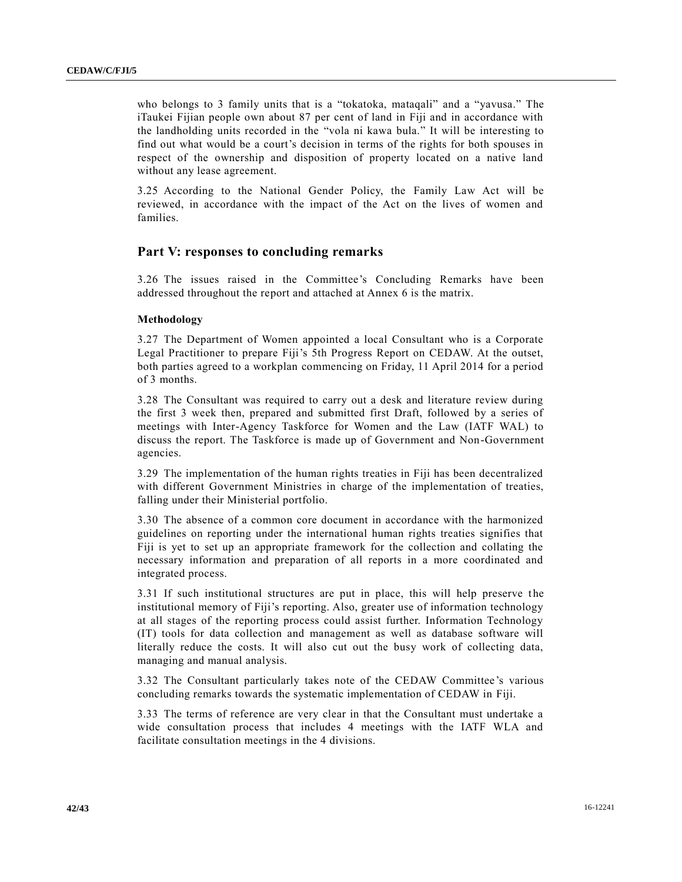who belongs to 3 family units that is a “tokatoka, mataqali” and a “yavusa.” The iTaukei Fijian people own about 87 per cent of land in Fiji and in accordance with the landholding units recorded in the “vola ni kawa bula.” It will be interesting to find out what would be a court’s decision in terms of the rights for both spouses in respect of the ownership and disposition of property located on a native land without any lease agreement.

3.25 According to the National Gender Policy, the Family Law Act will be reviewed, in accordance with the impact of the Act on the lives of women and families.

## Part V: responses to concluding remarks

3.26 The issues raised in the Committee’s Concluding Remarks have been addressed throughout the report and attached at Annex 6 is the matrix.

### Methodology

3.27 The Department of Women appointed a local Consultant who is a Corporate Legal Practitioner to prepare Fiji’s 5th Progress Report on CEDAW. At the outset, both parties agreed to a workplan commencing on Friday, 11 April 2014 for a period of 3 months.

3.28 The Consultant was required to carry out a desk and literature review during the first 3 week then, prepared and submitted first Draft, followed by a series of meetings with Inter-Agency Taskforce for Women and the Law (IATF WAL) to discuss the report. The Taskforce is made up of Government and Non-Government agencies.

3.29 The implementation of the human rights treaties in Fiji has been decentralized with different Government Ministries in charge of the implementation of treaties, falling under their Ministerial portfolio.

3.30 The absence of a common core document in accordance with the harmonized guidelines on reporting under the international human rights treaties signifies that Fiji is yet to set up an appropriate framework for the collection and collating the necessary information and preparation of all reports in a more coordinated and integrated process.

3.31 If such institutional structures are put in place, this will help preserve the institutional memory of Fiji’s reporting. Also, greater use of information technology at all stages of the reporting process could assist further. Information Technology (IT) tools for data collection and management as well as database software will literally reduce the costs. It will also cut out the busy work of collecting data, managing and manual analysis.

3.32 The Consultant particularly takes note of the CEDAW Committee’s various concluding remarks towards the systematic implementation of CEDAW in Fiji.

3.33 The terms of reference are very clear in that the Consultant must undertake a wide consultation process that includes 4 meetings with the IATF WLA and facilitate consultation meetings in the 4 divisions.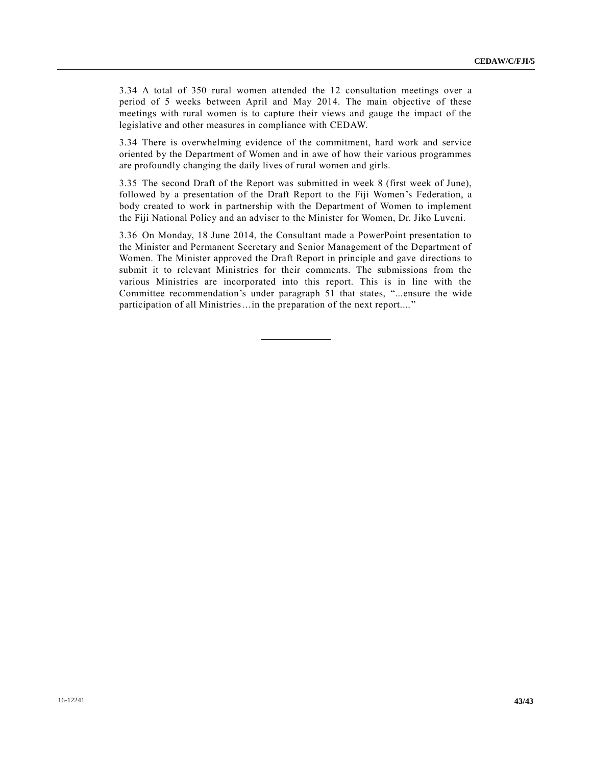3.34 A total of 350 rural women attended the 12 consultation meetings over a period of 5 weeks between April and May 2014. The main objective of these meetings with rural women is to capture their views and gauge the impact of the legislative and other measures in compliance with CEDAW.

3.34 There is overwhelming evidence of the commitment, hard work and service oriented by the Department of Women and in awe of how their various programmes are profoundly changing the daily lives of rural women and girls.

3.35 The second Draft of the Report was submitted in week 8 (first week of June), followed by a presentation of the Draft Report to the Fiji Women's Federation, a body created to work in partnership with the Department of Women to implement the Fiji National Policy and an adviser to the Minister for Women, Dr. Jiko Luveni.

3.36 On Monday, 18 June 2014, the Consultant made a PowerPoint presentation to the Minister and Permanent Secretary and Senior Management of the Department of Women. The Minister approved the Draft Report in principle and gave directions to submit it to relevant Ministries for their comments. The submissions from the various Ministries are incorporated into this report. This is in line with the Committee recommendation's under paragraph 51 that states, "...ensure the wide participation of all Ministries…in the preparation of the next report...."